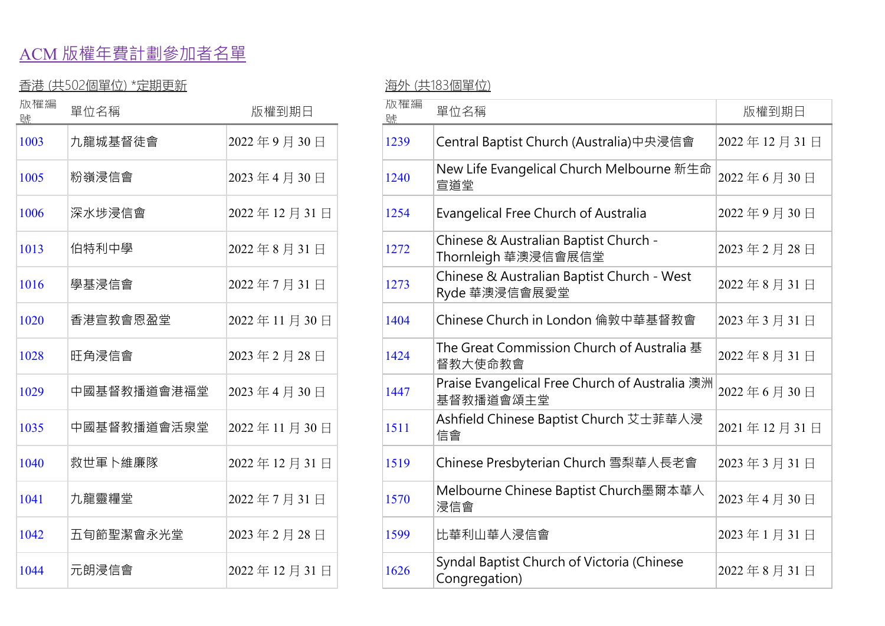# ACM 版權年費計劃參加者名單

## 香港 (共502個單位) *定期更新

| 版權編號 | 單位名稱 | 版權到期日 |
|---|---|---|
| 1003 | 九龍城基督徒會 | 2022 年 9 月 30 日 |
| 1005 | 粉嶺浸信會 | 2023 年 4 月 30 日 |
| 1006 | 深水埗浸信會 | 2022 年 12 月 31 日 |
| 1013 | 伯特利中學 | 2022 年 8 月 31 日 |
| 1016 | 學基浸信會 | 2022 年 7 月 31 日 |
| 1020 | 香港宣教會恩盈堂 | 2022 年 11 月 30 日 |
| 1028 | 旺角浸信會 | 2023 年 2 月 28 日 |
| 1029 | 中國基督教播道會港福堂 | 2023 年 4 月 30 日 |
| 1035 | 中國基督教播道會活泉堂 | 2022 年 11 月 30 日 |
| 1040 | 救世軍卜維廉隊 | 2022 年 12 月 31 日 |
| 1041 | 九龍靈糧堂 | 2022 年 7 月 31 日 |
| 1042 | 五旬節聖潔會永光堂 | 2023 年 2 月 28 日 |
| 1044 | 元朗浸信會 | 2022 年 12 月 31 日 |

## 海外 (共183個單位)

| 版權編號 | 單位名稱 | 版權到期日 |
|---|---|---|
| 1239 | Central Baptist Church (Australia)中央浸信會 | 2022 年 12 月 31 日 |
| 1240 | New Life Evangelical Church Melbourne 新生命宣道堂 | 2022 年 6 月 30 日 |
| 1254 | Evangelical Free Church of Australia | 2022 年 9 月 30 日 |
| 1272 | Chinese & Australian Baptist Church - Thornleigh 華澳浸信會展信堂 | 2023 年 2 月 28 日 |
| 1273 | Chinese & Australian Baptist Church - West Ryde 華澳浸信會展愛堂 | 2022 年 8 月 31 日 |
| 1404 | Chinese Church in London 倫敦中華基督教會 | 2023 年 3 月 31 日 |
| 1424 | The Great Commission Church of Australia 基督教大使命教會 | 2022 年 8 月 31 日 |
| 1447 | Praise Evangelical Free Church of Australia 澳洲基督教播道會頌主堂 | 2022 年 6 月 30 日 |
| 1511 | Ashfield Chinese Baptist Church 艾士菲華人浸信會 | 2021 年 12 月 31 日 |
| 1519 | Chinese Presbyterian Church 雪梨華人長老會 | 2023 年 3 月 31 日 |
| 1570 | Melbourne Chinese Baptist Church墨爾本華人浸信會 | 2023 年 4 月 30 日 |
| 1599 | 比華利山華人浸信會 | 2023 年 1 月 31 日 |
| 1626 | Syndal Baptist Church of Victoria (Chinese Congregation) | 2022 年 8 月 31 日 |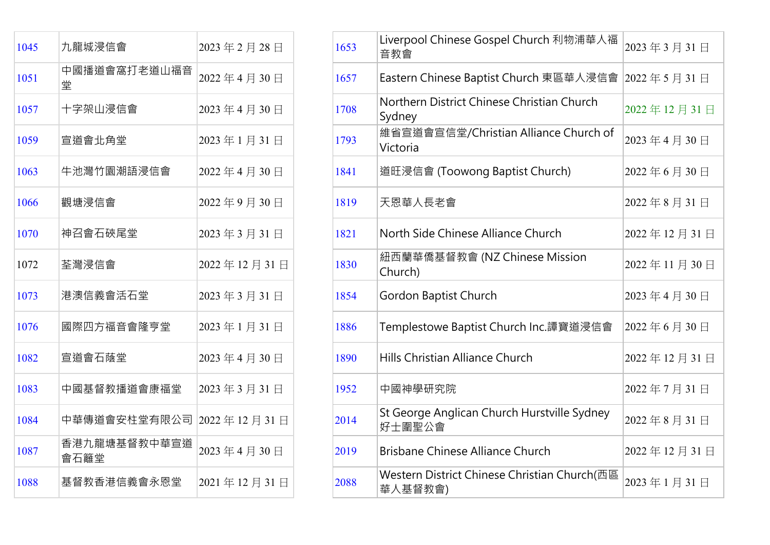| 1045 | 九龍城浸信會 | 2023 年 2 月 28 日 |
|---|---|---|
| 1051 | 中國播道會窩打老道山福音堂 | 2022 年 4 月 30 日 |
| 1057 | 十字架山浸信會 | 2023 年 4 月 30 日 |
| 1059 | 宣道會北角堂 | 2023 年 1 月 31 日 |
| 1063 | 牛池灣竹園潮語浸信會 | 2022 年 4 月 30 日 |
| 1066 | 觀塘浸信會 | 2022 年 9 月 30 日 |
| 1070 | 神召會石硤尾堂 | 2023 年 3 月 31 日 |
| 1072 | 荃灣浸信會 | 2022 年 12 月 31 日 |
| 1073 | 港澳信義會活石堂 | 2023 年 3 月 31 日 |
| 1076 | 國際四方福音會隆亨堂 | 2023 年 1 月 31 日 |
| 1082 | 宣道會石蔭堂 | 2023 年 4 月 30 日 |
| 1083 | 中國基督教播道會康福堂 | 2023 年 3 月 31 日 |
| 1084 | 中華傳道會安柱堂有限公司 | 2022 年 12 月 31 日 |
| 1087 | 香港九龍塘基督教中華宣道會石籬堂 | 2023 年 4 月 30 日 |
| 1088 | 基督教香港信義會永恩堂 | 2021 年 12 月 31 日 |

| 1653 | Liverpool Chinese Gospel Church 利物浦華人福音教會 | 2023 年 3 月 31 日 |
|---|---|---|
| 1657 | Eastern Chinese Baptist Church 東區華人浸信會 | 2022 年 5 月 31 日 |
| 1708 | Northern District Chinese Christian Church Sydney | 2022 年 12 月 31 日 |
| 1793 | 維省宣道會宣信堂/Christian Alliance Church of Victoria | 2023 年 4 月 30 日 |
| 1841 | 道旺浸信會 (Toowong Baptist Church) | 2022 年 6 月 30 日 |
| 1819 | 天恩華人長老會 | 2022 年 8 月 31 日 |
| 1821 | North Side Chinese Alliance Church | 2022 年 12 月 31 日 |
| 1830 | 紐西蘭華僑基督教會 (NZ Chinese Mission Church) | 2022 年 11 月 30 日 |
| 1854 | Gordon Baptist Church | 2023 年 4 月 30 日 |
| 1886 | Templestowe Baptist Church Inc.譚寶道浸信會 | 2022 年 6 月 30 日 |
| 1890 | Hills Christian Alliance Church | 2022 年 12 月 31 日 |
| 1952 | 中國神學研究院 | 2022 年 7 月 31 日 |
| 2014 | St George Anglican Church Hurstville Sydney 好士圍聖公會 | 2022 年 8 月 31 日 |
| 2019 | Brisbane Chinese Alliance Church | 2022 年 12 月 31 日 |
| 2088 | Western District Chinese Christian Church(西區華人基督教會) | 2023 年 1 月 31 日 |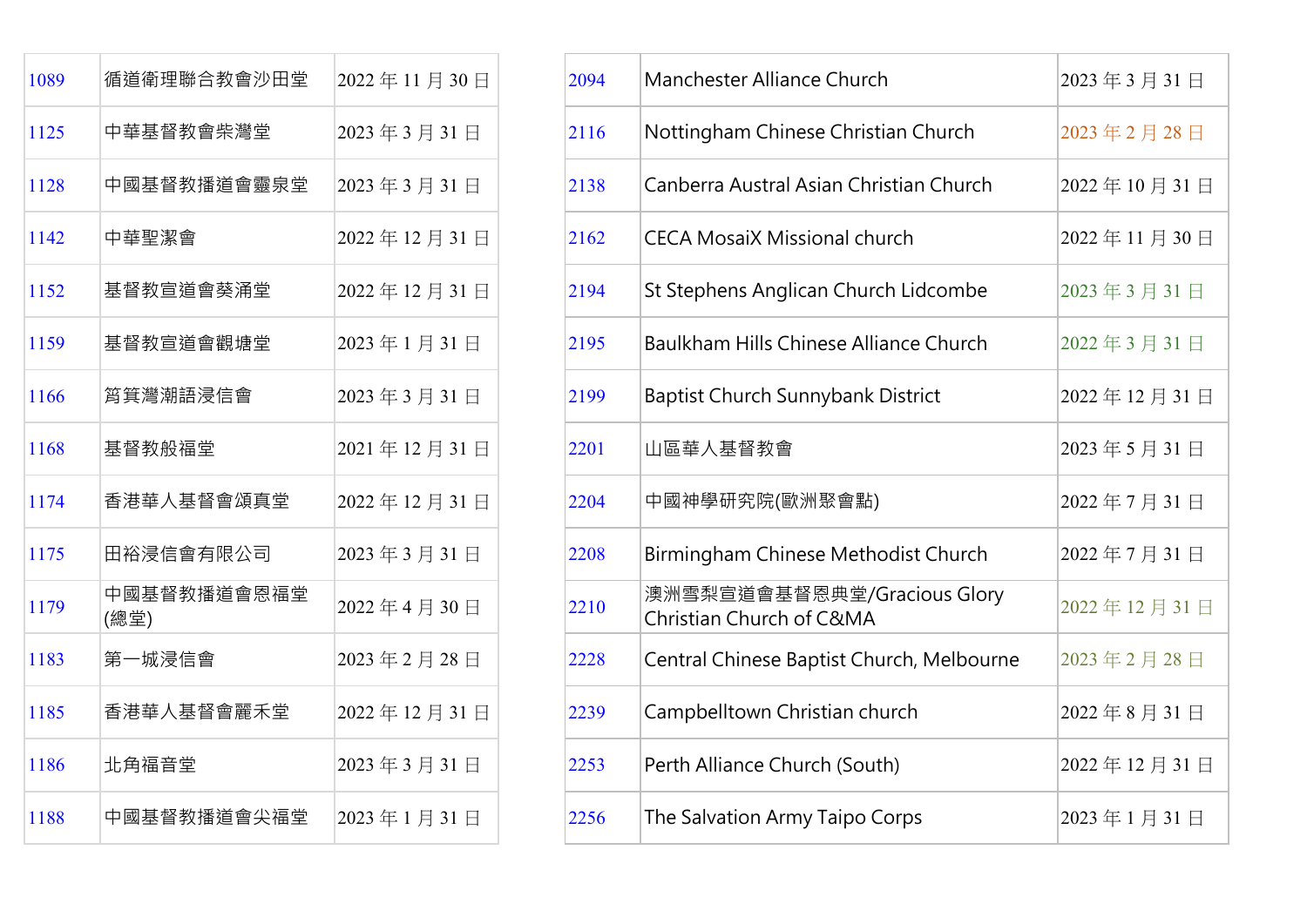| | | |
|---|---|---|
| 1089 | 循道衛理聯合教會沙田堂 | 2022 年 11 月 30 日 |
| 1125 | 中華基督教會柴灣堂 | 2023 年 3 月 31 日 |
| 1128 | 中國基督教播道會靈泉堂 | 2023 年 3 月 31 日 |
| 1142 | 中華聖潔會 | 2022 年 12 月 31 日 |
| 1152 | 基督教宣道會葵涌堂 | 2022 年 12 月 31 日 |
| 1159 | 基督教宣道會觀塘堂 | 2023 年 1 月 31 日 |
| 1166 | 筲箕灣潮語浸信會 | 2023 年 3 月 31 日 |
| 1168 | 基督教般福堂 | 2021 年 12 月 31 日 |
| 1174 | 香港華人基督會頌真堂 | 2022 年 12 月 31 日 |
| 1175 | 田裕浸信會有限公司 | 2023 年 3 月 31 日 |
| 1179 | 中國基督教播道會恩福堂(總堂) | 2022 年 4 月 30 日 |
| 1183 | 第一城浸信會 | 2023 年 2 月 28 日 |
| 1185 | 香港華人基督會麗禾堂 | 2022 年 12 月 31 日 |
| 1186 | 北角福音堂 | 2023 年 3 月 31 日 |
| 1188 | 中國基督教播道會尖福堂 | 2023 年 1 月 31 日 |
| 2094 | Manchester Alliance Church | 2023 年 3 月 31 日 |
| 2116 | Nottingham Chinese Christian Church | 2023 年 2 月 28 日 |
| 2138 | Canberra Austral Asian Christian Church | 2022 年 10 月 31 日 |
| 2162 | CECA MosaiX Missional church | 2022 年 11 月 30 日 |
| 2194 | St Stephens Anglican Church Lidcombe | 2023 年 3 月 31 日 |
| 2195 | Baulkham Hills Chinese Alliance Church | 2022 年 3 月 31 日 |
| 2199 | Baptist Church Sunnybank District | 2022 年 12 月 31 日 |
| 2201 | 山區華人基督教會 | 2023 年 5 月 31 日 |
| 2204 | 中國神學研究院(歐洲聚會點) | 2022 年 7 月 31 日 |
| 2208 | Birmingham Chinese Methodist Church | 2022 年 7 月 31 日 |
| 2210 | 澳洲雪梨宣道會基督恩典堂/Gracious Glory Christian Church of C&MA | 2022 年 12 月 31 日 |
| 2228 | Central Chinese Baptist Church, Melbourne | 2023 年 2 月 28 日 |
| 2239 | Campbelltown Christian church | 2022 年 8 月 31 日 |
| 2253 | Perth Alliance Church (South) | 2022 年 12 月 31 日 |
| 2256 | The Salvation Army Taipo Corps | 2023 年 1 月 31 日 |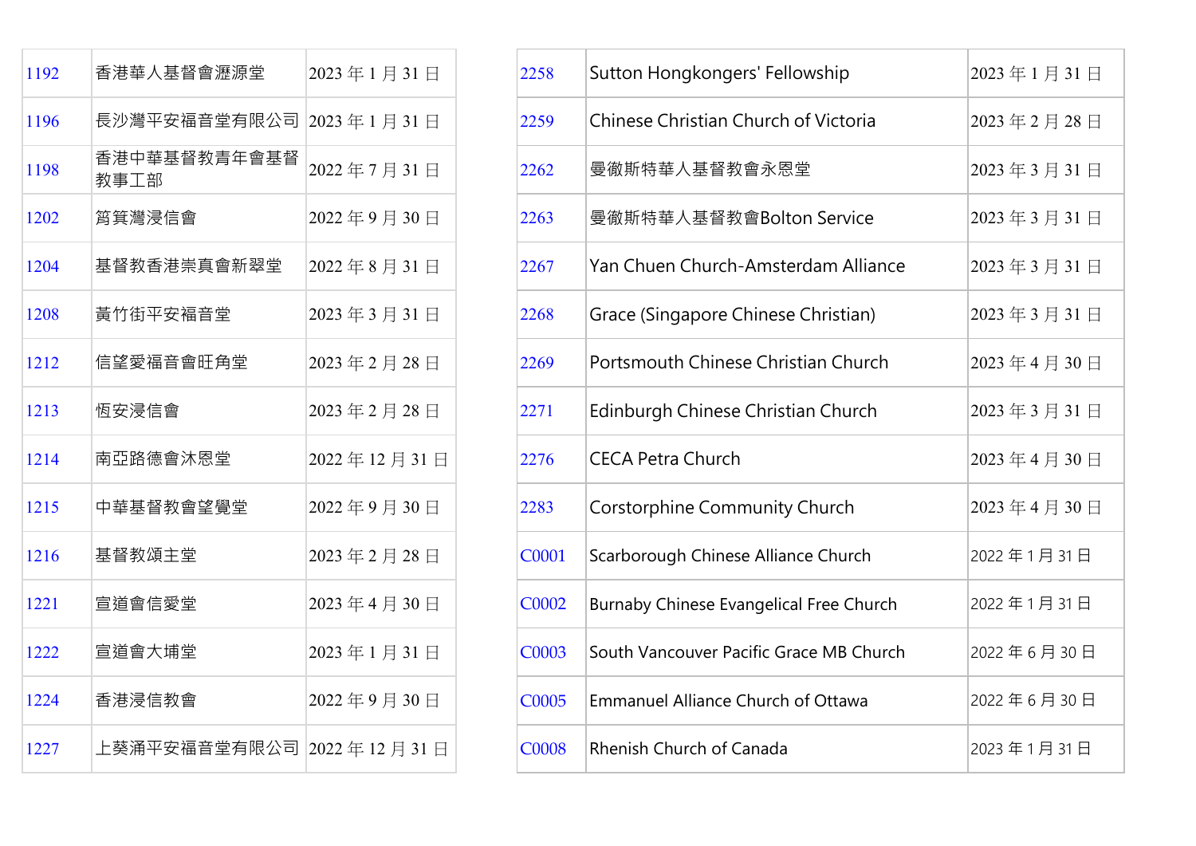| | | |
|---|---|---|
| 1192 | 香港華人基督會瀝源堂 | 2023 年 1 月 31 日 |
| 1196 | 長沙灣平安福音堂有限公司 | 2023 年 1 月 31 日 |
| 1198 | 香港中華基督教青年會基督教事工部 | 2022 年 7 月 31 日 |
| 1202 | 筲箕灣浸信會 | 2022 年 9 月 30 日 |
| 1204 | 基督教香港崇真會新翠堂 | 2022 年 8 月 31 日 |
| 1208 | 黃竹街平安福音堂 | 2023 年 3 月 31 日 |
| 1212 | 信望愛福音會旺角堂 | 2023 年 2 月 28 日 |
| 1213 | 恆安浸信會 | 2023 年 2 月 28 日 |
| 1214 | 南亞路德會沐恩堂 | 2022 年 12 月 31 日 |
| 1215 | 中華基督教會望覺堂 | 2022 年 9 月 30 日 |
| 1216 | 基督教頌主堂 | 2023 年 2 月 28 日 |
| 1221 | 宣道會信愛堂 | 2023 年 4 月 30 日 |
| 1222 | 宣道會大埔堂 | 2023 年 1 月 31 日 |
| 1224 | 香港浸信教會 | 2022 年 9 月 30 日 |
| 1227 | 上葵涌平安福音堂有限公司 | 2022 年 12 月 31 日 |

| | | |
|---|---|---|
| 2258 | Sutton Hongkongers' Fellowship | 2023 年 1 月 31 日 |
| 2259 | Chinese Christian Church of Victoria | 2023 年 2 月 28 日 |
| 2262 | 曼徹斯特華人基督教會永恩堂 | 2023 年 3 月 31 日 |
| 2263 | 曼徹斯特華人基督教會Bolton Service | 2023 年 3 月 31 日 |
| 2267 | Yan Chuen Church-Amsterdam Alliance | 2023 年 3 月 31 日 |
| 2268 | Grace (Singapore Chinese Christian) | 2023 年 3 月 31 日 |
| 2269 | Portsmouth Chinese Christian Church | 2023 年 4 月 30 日 |
| 2271 | Edinburgh Chinese Christian Church | 2023 年 3 月 31 日 |
| 2276 | CECA Petra Church | 2023 年 4 月 30 日 |
| 2283 | Corstorphine Community Church | 2023 年 4 月 30 日 |
| C0001 | Scarborough Chinese Alliance Church | 2022 年 1 月 31 日 |
| C0002 | Burnaby Chinese Evangelical Free Church | 2022 年 1 月 31 日 |
| C0003 | South Vancouver Pacific Grace MB Church | 2022 年 6 月 30 日 |
| C0005 | Emmanuel Alliance Church of Ottawa | 2022 年 6 月 30 日 |
| C0008 | Rhenish Church of Canada | 2023 年 1 月 31 日 |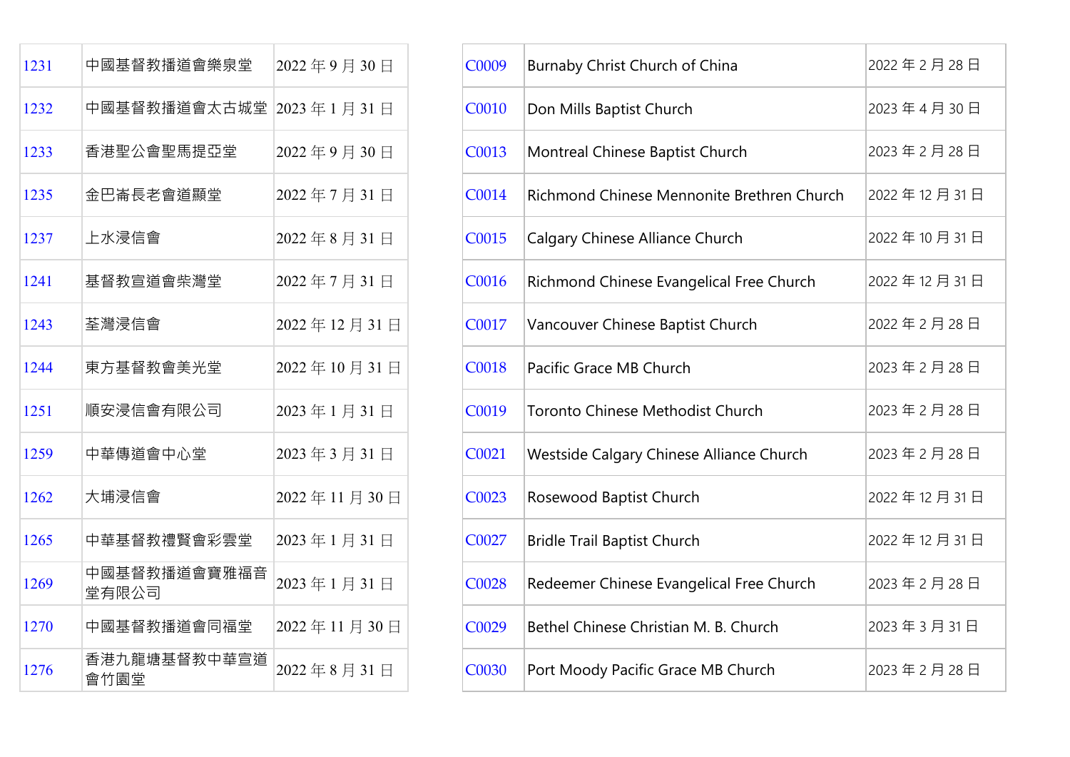| | | |
|---|---|---|
| 1231 | 中國基督教播道會樂泉堂 | 2022 年 9 月 30 日 |
| 1232 | 中國基督教播道會太古城堂 | 2023 年 1 月 31 日 |
| 1233 | 香港聖公會聖馬提亞堂 | 2022 年 9 月 30 日 |
| 1235 | 金巴崙長老會道顯堂 | 2022 年 7 月 31 日 |
| 1237 | 上水浸信會 | 2022 年 8 月 31 日 |
| 1241 | 基督教宣道會柴灣堂 | 2022 年 7 月 31 日 |
| 1243 | 荃灣浸信會 | 2022 年 12 月 31 日 |
| 1244 | 東方基督教會美光堂 | 2022 年 10 月 31 日 |
| 1251 | 順安浸信會有限公司 | 2023 年 1 月 31 日 |
| 1259 | 中華傳道會中心堂 | 2023 年 3 月 31 日 |
| 1262 | 大埔浸信會 | 2022 年 11 月 30 日 |
| 1265 | 中華基督教禮賢會彩雲堂 | 2023 年 1 月 31 日 |
| 1269 | 中國基督教播道會寶雅福音堂有限公司 | 2023 年 1 月 31 日 |
| 1270 | 中國基督教播道會同福堂 | 2022 年 11 月 30 日 |
| 1276 | 香港九龍塘基督教中華宣道會竹園堂 | 2022 年 8 月 31 日 |

| | | |
|---|---|---|
| C0009 | Burnaby Christ Church of China | 2022 年 2 月 28 日 |
| C0010 | Don Mills Baptist Church | 2023 年 4 月 30 日 |
| C0013 | Montreal Chinese Baptist Church | 2023 年 2 月 28 日 |
| C0014 | Richmond Chinese Mennonite Brethren Church | 2022 年 12 月 31 日 |
| C0015 | Calgary Chinese Alliance Church | 2022 年 10 月 31 日 |
| C0016 | Richmond Chinese Evangelical Free Church | 2022 年 12 月 31 日 |
| C0017 | Vancouver Chinese Baptist Church | 2022 年 2 月 28 日 |
| C0018 | Pacific Grace MB Church | 2023 年 2 月 28 日 |
| C0019 | Toronto Chinese Methodist Church | 2023 年 2 月 28 日 |
| C0021 | Westside Calgary Chinese Alliance Church | 2023 年 2 月 28 日 |
| C0023 | Rosewood Baptist Church | 2022 年 12 月 31 日 |
| C0027 | Bridle Trail Baptist Church | 2022 年 12 月 31 日 |
| C0028 | Redeemer Chinese Evangelical Free Church | 2023 年 2 月 28 日 |
| C0029 | Bethel Chinese Christian M. B. Church | 2023 年 3 月 31 日 |
| C0030 | Port Moody Pacific Grace MB Church | 2023 年 2 月 28 日 |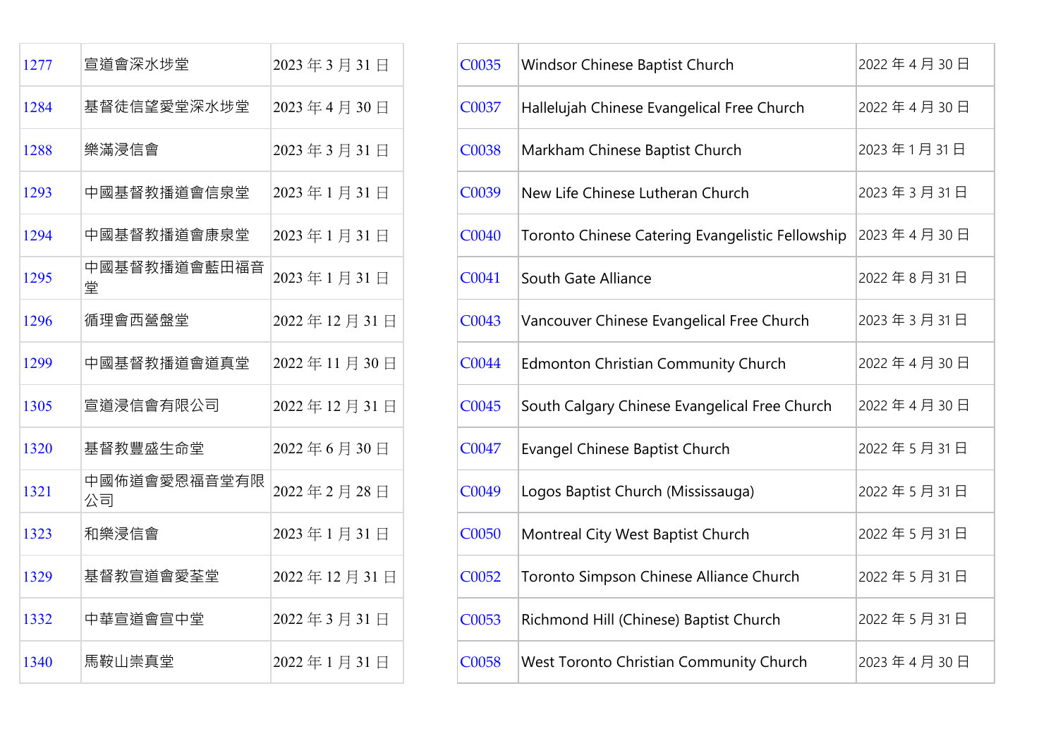| | | |
|---|---|---|
| 1277 | 宣道會深水埗堂 | 2023 年 3 月 31 日 |
| 1284 | 基督徒信望愛堂深水埗堂 | 2023 年 4 月 30 日 |
| 1288 | 樂滿浸信會 | 2023 年 3 月 31 日 |
| 1293 | 中國基督教播道會信泉堂 | 2023 年 1 月 31 日 |
| 1294 | 中國基督教播道會康泉堂 | 2023 年 1 月 31 日 |
| 1295 | 中國基督教播道會藍田福音堂 | 2023 年 1 月 31 日 |
| 1296 | 循理會西營盤堂 | 2022 年 12 月 31 日 |
| 1299 | 中國基督教播道會道真堂 | 2022 年 11 月 30 日 |
| 1305 | 宣道浸信會有限公司 | 2022 年 12 月 31 日 |
| 1320 | 基督教豐盛生命堂 | 2022 年 6 月 30 日 |
| 1321 | 中國佈道會愛恩福音堂有限公司 | 2022 年 2 月 28 日 |
| 1323 | 和樂浸信會 | 2023 年 1 月 31 日 |
| 1329 | 基督教宣道會愛荃堂 | 2022 年 12 月 31 日 |
| 1332 | 中華宣道會宣中堂 | 2022 年 3 月 31 日 |
| 1340 | 馬鞍山崇真堂 | 2022 年 1 月 31 日 |

| | | |
|---|---|---|
| C0035 | Windsor Chinese Baptist Church | 2022 年 4 月 30 日 |
| C0037 | Hallelujah Chinese Evangelical Free Church | 2022 年 4 月 30 日 |
| C0038 | Markham Chinese Baptist Church | 2023 年 1 月 31 日 |
| C0039 | New Life Chinese Lutheran Church | 2023 年 3 月 31 日 |
| C0040 | Toronto Chinese Catering Evangelistic Fellowship | 2023 年 4 月 30 日 |
| C0041 | South Gate Alliance | 2022 年 8 月 31 日 |
| C0043 | Vancouver Chinese Evangelical Free Church | 2023 年 3 月 31 日 |
| C0044 | Edmonton Christian Community Church | 2022 年 4 月 30 日 |
| C0045 | South Calgary Chinese Evangelical Free Church | 2022 年 4 月 30 日 |
| C0047 | Evangel Chinese Baptist Church | 2022 年 5 月 31 日 |
| C0049 | Logos Baptist Church (Mississauga) | 2022 年 5 月 31 日 |
| C0050 | Montreal City West Baptist Church | 2022 年 5 月 31 日 |
| C0052 | Toronto Simpson Chinese Alliance Church | 2022 年 5 月 31 日 |
| C0053 | Richmond Hill (Chinese) Baptist Church | 2022 年 5 月 31 日 |
| C0058 | West Toronto Christian Community Church | 2023 年 4 月 30 日 |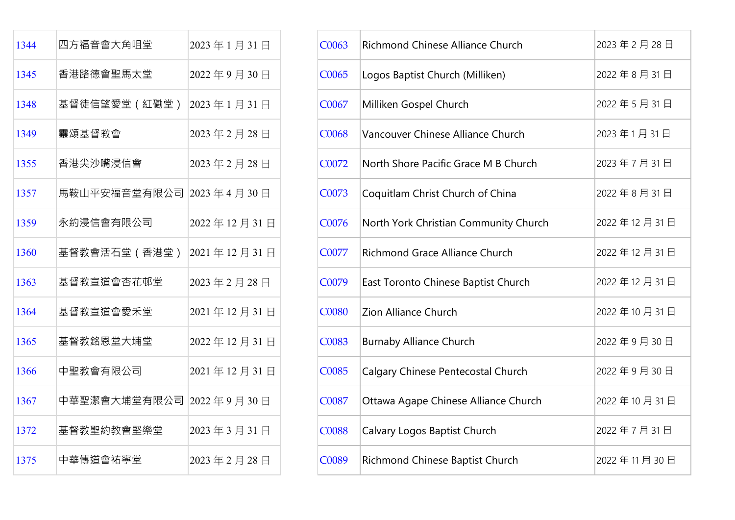| | | |
|---|---|---|
| 1344 | 四方福音會大角咀堂 | 2023 年 1 月 31 日 |
| 1345 | 香港路德會聖馬太堂 | 2022 年 9 月 30 日 |
| 1348 | 基督徒信望愛堂（紅磡堂） | 2023 年 1 月 31 日 |
| 1349 | 靈頌基督教會 | 2023 年 2 月 28 日 |
| 1355 | 香港尖沙嘴浸信會 | 2023 年 2 月 28 日 |
| 1357 | 馬鞍山平安福音堂有限公司 | 2023 年 4 月 30 日 |
| 1359 | 永約浸信會有限公司 | 2022 年 12 月 31 日 |
| 1360 | 基督教會活石堂（香港堂） | 2021 年 12 月 31 日 |
| 1363 | 基督教宣道會杏花邨堂 | 2023 年 2 月 28 日 |
| 1364 | 基督教宣道會愛禾堂 | 2021 年 12 月 31 日 |
| 1365 | 基督教銘恩堂大埔堂 | 2022 年 12 月 31 日 |
| 1366 | 中聖教會有限公司 | 2021 年 12 月 31 日 |
| 1367 | 中華聖潔會大埔堂有限公司 | 2022 年 9 月 30 日 |
| 1372 | 基督教聖約教會堅樂堂 | 2023 年 3 月 31 日 |
| 1375 | 中華傳道會祐寧堂 | 2023 年 2 月 28 日 |

| | | |
|---|---|---|
| C0063 | Richmond Chinese Alliance Church | 2023 年 2 月 28 日 |
| C0065 | Logos Baptist Church (Milliken) | 2022 年 8 月 31 日 |
| C0067 | Milliken Gospel Church | 2022 年 5 月 31 日 |
| C0068 | Vancouver Chinese Alliance Church | 2023 年 1 月 31 日 |
| C0072 | North Shore Pacific Grace M B Church | 2023 年 7 月 31 日 |
| C0073 | Coquitlam Christ Church of China | 2022 年 8 月 31 日 |
| C0076 | North York Christian Community Church | 2022 年 12 月 31 日 |
| C0077 | Richmond Grace Alliance Church | 2022 年 12 月 31 日 |
| C0079 | East Toronto Chinese Baptist Church | 2022 年 12 月 31 日 |
| C0080 | Zion Alliance Church | 2022 年 10 月 31 日 |
| C0083 | Burnaby Alliance Church | 2022 年 9 月 30 日 |
| C0085 | Calgary Chinese Pentecostal Church | 2022 年 9 月 30 日 |
| C0087 | Ottawa Agape Chinese Alliance Church | 2022 年 10 月 31 日 |
| C0088 | Calvary Logos Baptist Church | 2022 年 7 月 31 日 |
| C0089 | Richmond Chinese Baptist Church | 2022 年 11 月 30 日 |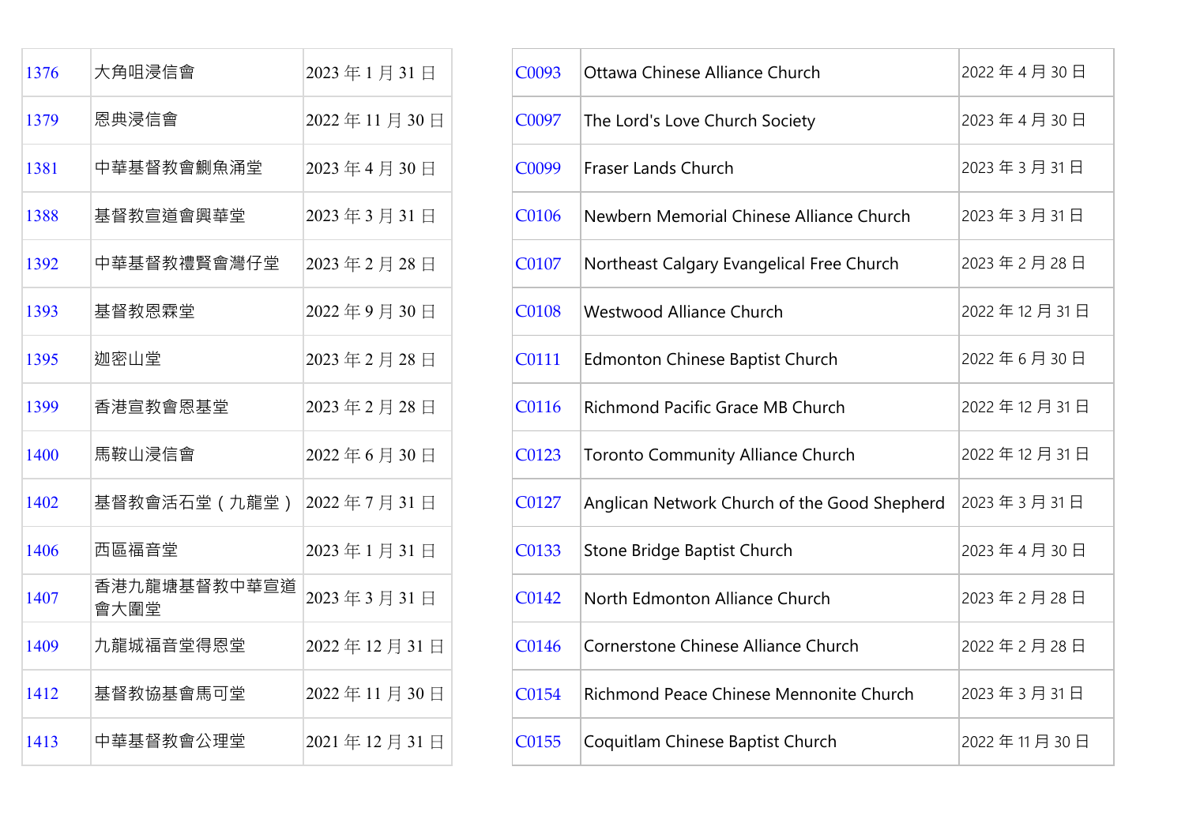| 1376 | 大角咀浸信會 | 2023 年 1 月 31 日 |
|---|---|---|
| 1379 | 恩典浸信會 | 2022 年 11 月 30 日 |
| 1381 | 中華基督教會鰂魚涌堂 | 2023 年 4 月 30 日 |
| 1388 | 基督教宣道會興華堂 | 2023 年 3 月 31 日 |
| 1392 | 中華基督教禮賢會灣仔堂 | 2023 年 2 月 28 日 |
| 1393 | 基督教恩霖堂 | 2022 年 9 月 30 日 |
| 1395 | 迦密山堂 | 2023 年 2 月 28 日 |
| 1399 | 香港宣教會恩基堂 | 2023 年 2 月 28 日 |
| 1400 | 馬鞍山浸信會 | 2022 年 6 月 30 日 |
| 1402 | 基督教會活石堂（九龍堂） | 2022 年 7 月 31 日 |
| 1406 | 西區福音堂 | 2023 年 1 月 31 日 |
| 1407 | 香港九龍塘基督教中華宣道會大圍堂 | 2023 年 3 月 31 日 |
| 1409 | 九龍城福音堂得恩堂 | 2022 年 12 月 31 日 |
| 1412 | 基督教協基會馬可堂 | 2022 年 11 月 30 日 |
| 1413 | 中華基督教會公理堂 | 2021 年 12 月 31 日 |

| C0093 | Ottawa Chinese Alliance Church | 2022 年 4 月 30 日 |
|---|---|---|
| C0097 | The Lord's Love Church Society | 2023 年 4 月 30 日 |
| C0099 | Fraser Lands Church | 2023 年 3 月 31 日 |
| C0106 | Newbern Memorial Chinese Alliance Church | 2023 年 3 月 31 日 |
| C0107 | Northeast Calgary Evangelical Free Church | 2023 年 2 月 28 日 |
| C0108 | Westwood Alliance Church | 2022 年 12 月 31 日 |
| C0111 | Edmonton Chinese Baptist Church | 2022 年 6 月 30 日 |
| C0116 | Richmond Pacific Grace MB Church | 2022 年 12 月 31 日 |
| C0123 | Toronto Community Alliance Church | 2022 年 12 月 31 日 |
| C0127 | Anglican Network Church of the Good Shepherd | 2023 年 3 月 31 日 |
| C0133 | Stone Bridge Baptist Church | 2023 年 4 月 30 日 |
| C0142 | North Edmonton Alliance Church | 2023 年 2 月 28 日 |
| C0146 | Cornerstone Chinese Alliance Church | 2022 年 2 月 28 日 |
| C0154 | Richmond Peace Chinese Mennonite Church | 2023 年 3 月 31 日 |
| C0155 | Coquitlam Chinese Baptist Church | 2022 年 11 月 30 日 |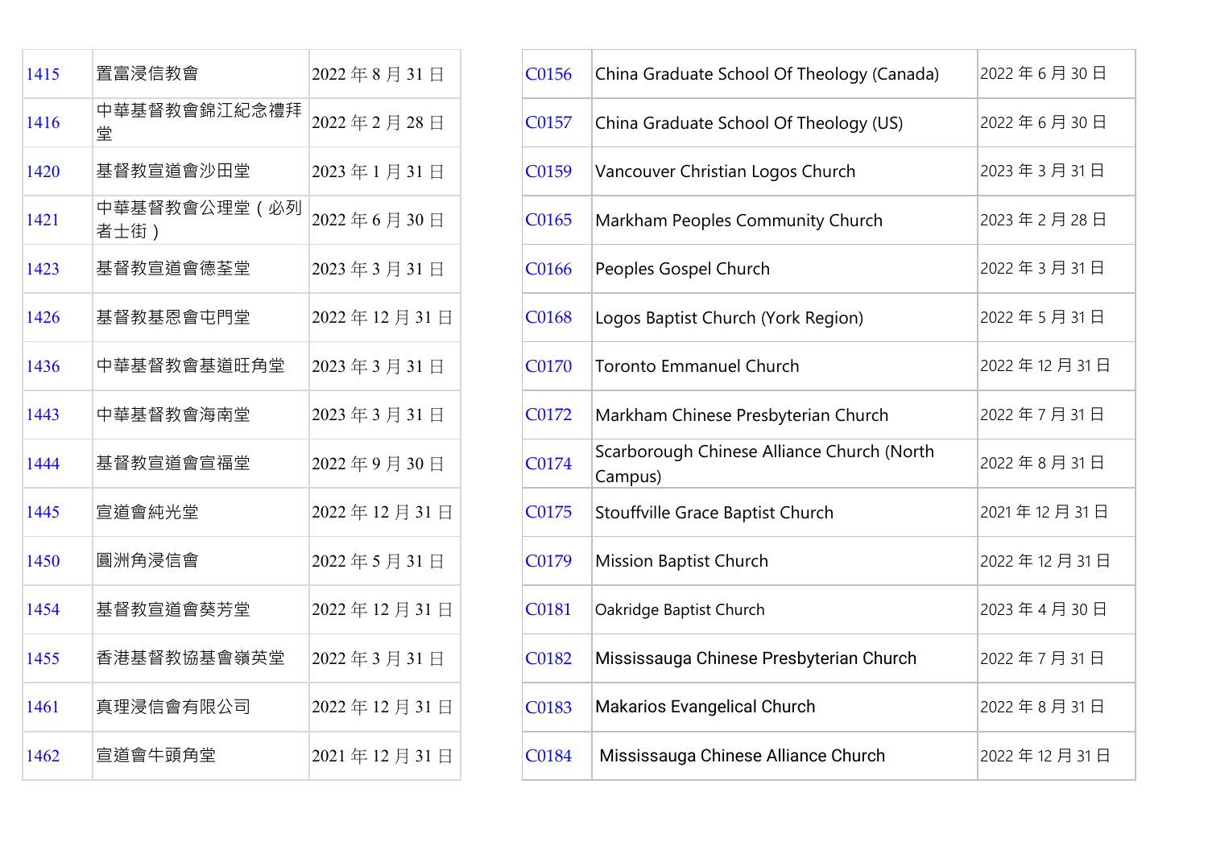| | | |
|---|---|---|
| 1415 | 置富浸信教會 | 2022 年 8 月 31 日 |
| 1416 | 中華基督教會錦江紀念禮拜堂 | 2022 年 2 月 28 日 |
| 1420 | 基督教宣道會沙田堂 | 2023 年 1 月 31 日 |
| 1421 | 中華基督教會公理堂（必列者士街） | 2022 年 6 月 30 日 |
| 1423 | 基督教宣道會德荃堂 | 2023 年 3 月 31 日 |
| 1426 | 基督教基恩會屯門堂 | 2022 年 12 月 31 日 |
| 1436 | 中華基督教會基道旺角堂 | 2023 年 3 月 31 日 |
| 1443 | 中華基督教會海南堂 | 2023 年 3 月 31 日 |
| 1444 | 基督教宣道會宣福堂 | 2022 年 9 月 30 日 |
| 1445 | 宣道會純光堂 | 2022 年 12 月 31 日 |
| 1450 | 圓洲角浸信會 | 2022 年 5 月 31 日 |
| 1454 | 基督教宣道會葵芳堂 | 2022 年 12 月 31 日 |
| 1455 | 香港基督教協基會嶺英堂 | 2022 年 3 月 31 日 |
| 1461 | 真理浸信會有限公司 | 2022 年 12 月 31 日 |
| 1462 | 宣道會牛頭角堂 | 2021 年 12 月 31 日 |

| | | |
|---|---|---|
| C0156 | China Graduate School Of Theology (Canada) | 2022 年 6 月 30 日 |
| C0157 | China Graduate School Of Theology (US) | 2022 年 6 月 30 日 |
| C0159 | Vancouver Christian Logos Church | 2023 年 3 月 31 日 |
| C0165 | Markham Peoples Community Church | 2023 年 2 月 28 日 |
| C0166 | Peoples Gospel Church | 2022 年 3 月 31 日 |
| C0168 | Logos Baptist Church (York Region) | 2022 年 5 月 31 日 |
| C0170 | Toronto Emmanuel Church | 2022 年 12 月 31 日 |
| C0172 | Markham Chinese Presbyterian Church | 2022 年 7 月 31 日 |
| C0174 | Scarborough Chinese Alliance Church (North Campus) | 2022 年 8 月 31 日 |
| C0175 | Stouffville Grace Baptist Church | 2021 年 12 月 31 日 |
| C0179 | Mission Baptist Church | 2022 年 12 月 31 日 |
| C0181 | Oakridge Baptist Church | 2023 年 4 月 30 日 |
| C0182 | Mississauga Chinese Presbyterian Church | 2022 年 7 月 31 日 |
| C0183 | Makarios Evangelical Church | 2022 年 8 月 31 日 |
| C0184 | Mississauga Chinese Alliance Church | 2022 年 12 月 31 日 |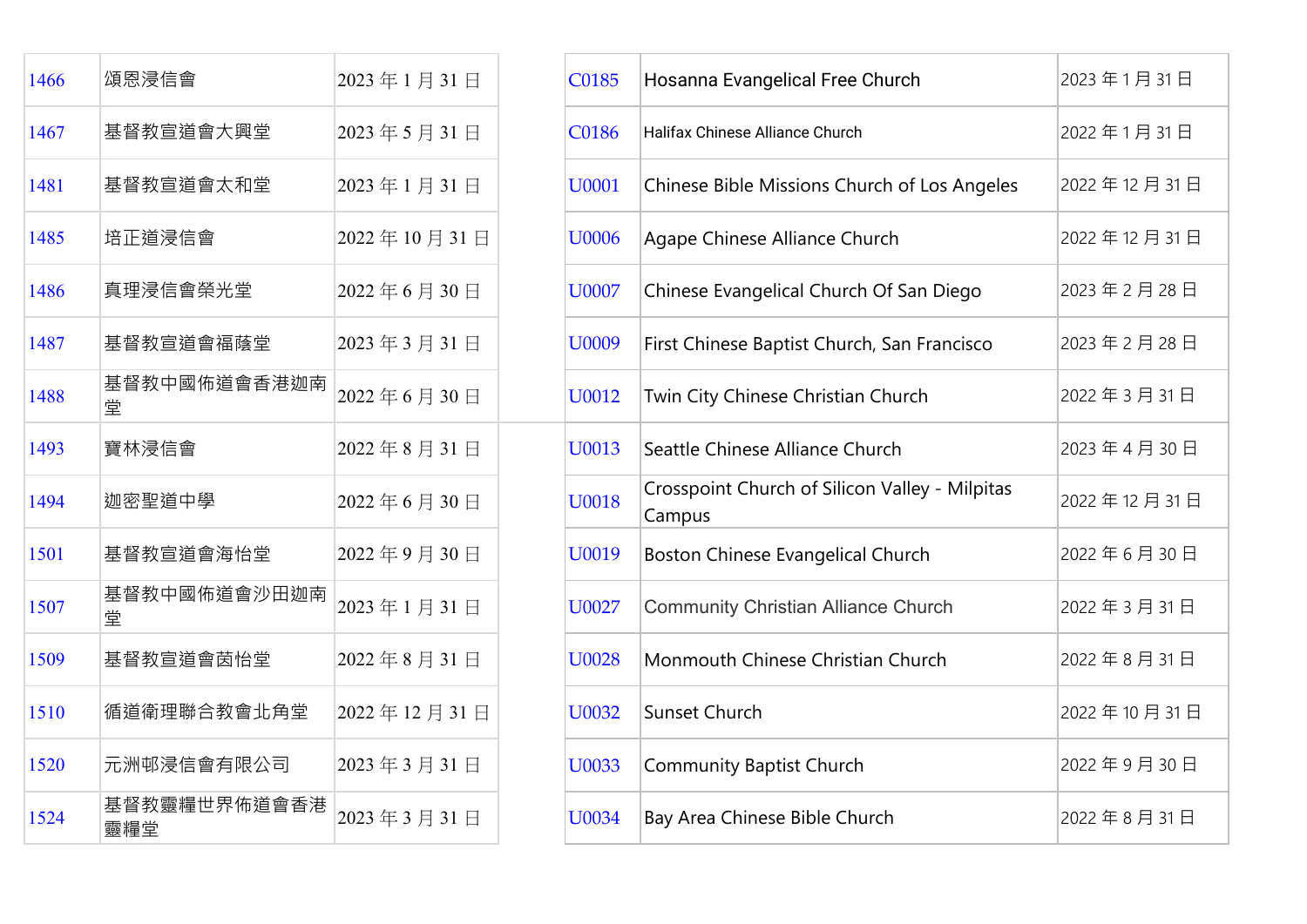| | | |
|---|---|---|
| 1466 | 頌恩浸信會 | 2023 年 1 月 31 日 |
| 1467 | 基督教宣道會大興堂 | 2023 年 5 月 31 日 |
| 1481 | 基督教宣道會太和堂 | 2023 年 1 月 31 日 |
| 1485 | 培正道浸信會 | 2022 年 10 月 31 日 |
| 1486 | 真理浸信會榮光堂 | 2022 年 6 月 30 日 |
| 1487 | 基督教宣道會福蔭堂 | 2023 年 3 月 31 日 |
| 1488 | 基督教中國佈道會香港迦南堂 | 2022 年 6 月 30 日 |
| 1493 | 寶林浸信會 | 2022 年 8 月 31 日 |
| 1494 | 迦密聖道中學 | 2022 年 6 月 30 日 |
| 1501 | 基督教宣道會海怡堂 | 2022 年 9 月 30 日 |
| 1507 | 基督教中國佈道會沙田迦南堂 | 2023 年 1 月 31 日 |
| 1509 | 基督教宣道會茵怡堂 | 2022 年 8 月 31 日 |
| 1510 | 循道衛理聯合教會北角堂 | 2022 年 12 月 31 日 |
| 1520 | 元洲邨浸信會有限公司 | 2023 年 3 月 31 日 |
| 1524 | 基督教靈糧世界佈道會香港靈糧堂 | 2023 年 3 月 31 日 |

| | | |
|---|---|---|
| C0185 | Hosanna Evangelical Free Church | 2023 年 1 月 31 日 |
| C0186 | Halifax Chinese Alliance Church | 2022 年 1 月 31 日 |
| U0001 | Chinese Bible Missions Church of Los Angeles | 2022 年 12 月 31 日 |
| U0006 | Agape Chinese Alliance Church | 2022 年 12 月 31 日 |
| U0007 | Chinese Evangelical Church Of San Diego | 2023 年 2 月 28 日 |
| U0009 | First Chinese Baptist Church, San Francisco | 2023 年 2 月 28 日 |
| U0012 | Twin City Chinese Christian Church | 2022 年 3 月 31 日 |
| U0013 | Seattle Chinese Alliance Church | 2023 年 4 月 30 日 |
| U0018 | Crosspoint Church of Silicon Valley - Milpitas Campus | 2022 年 12 月 31 日 |
| U0019 | Boston Chinese Evangelical Church | 2022 年 6 月 30 日 |
| U0027 | Community Christian Alliance Church | 2022 年 3 月 31 日 |
| U0028 | Monmouth Chinese Christian Church | 2022 年 8 月 31 日 |
| U0032 | Sunset Church | 2022 年 10 月 31 日 |
| U0033 | Community Baptist Church | 2022 年 9 月 30 日 |
| U0034 | Bay Area Chinese Bible Church | 2022 年 8 月 31 日 |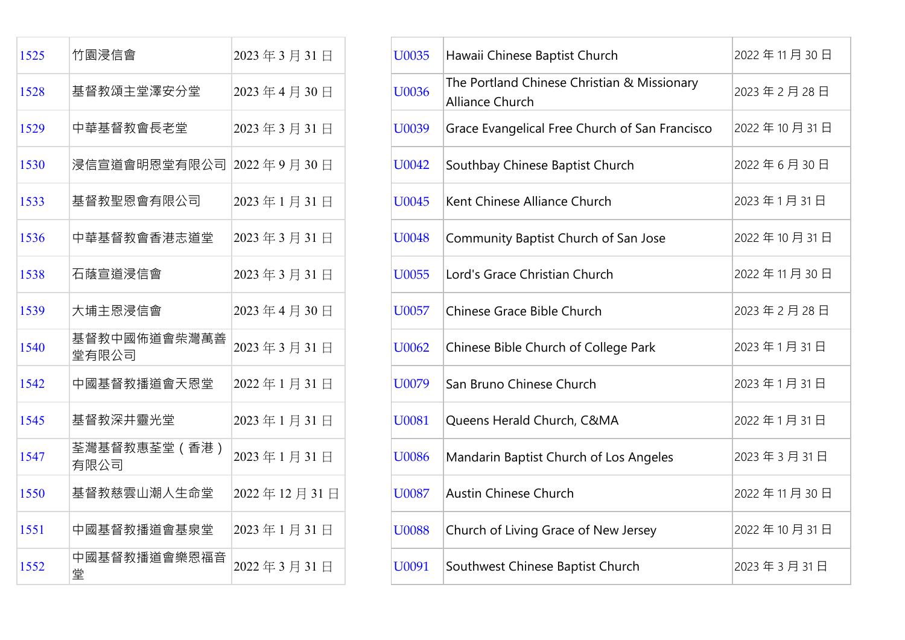| | | |
|---|---|---|
| 1525 | 竹園浸信會 | 2023 年 3 月 31 日 |
| 1528 | 基督教頌主堂澤安分堂 | 2023 年 4 月 30 日 |
| 1529 | 中華基督教會長老堂 | 2023 年 3 月 31 日 |
| 1530 | 浸信宣道會明恩堂有限公司 | 2022 年 9 月 30 日 |
| 1533 | 基督教聖恩會有限公司 | 2023 年 1 月 31 日 |
| 1536 | 中華基督教會香港志道堂 | 2023 年 3 月 31 日 |
| 1538 | 石蔭宣道浸信會 | 2023 年 3 月 31 日 |
| 1539 | 大埔主恩浸信會 | 2023 年 4 月 30 日 |
| 1540 | 基督教中國佈道會柴灣萬善堂有限公司 | 2023 年 3 月 31 日 |
| 1542 | 中國基督教播道會天恩堂 | 2022 年 1 月 31 日 |
| 1545 | 基督教深井靈光堂 | 2023 年 1 月 31 日 |
| 1547 | 荃灣基督教惠荃堂（香港）有限公司 | 2023 年 1 月 31 日 |
| 1550 | 基督教慈雲山潮人生命堂 | 2022 年 12 月 31 日 |
| 1551 | 中國基督教播道會基泉堂 | 2023 年 1 月 31 日 |
| 1552 | 中國基督教播道會樂恩福音堂 | 2022 年 3 月 31 日 |

| | | |
|---|---|---|
| U0035 | Hawaii Chinese Baptist Church | 2022 年 11 月 30 日 |
| U0036 | The Portland Chinese Christian & Missionary Alliance Church | 2023 年 2 月 28 日 |
| U0039 | Grace Evangelical Free Church of San Francisco | 2022 年 10 月 31 日 |
| U0042 | Southbay Chinese Baptist Church | 2022 年 6 月 30 日 |
| U0045 | Kent Chinese Alliance Church | 2023 年 1 月 31 日 |
| U0048 | Community Baptist Church of San Jose | 2022 年 10 月 31 日 |
| U0055 | Lord's Grace Christian Church | 2022 年 11 月 30 日 |
| U0057 | Chinese Grace Bible Church | 2023 年 2 月 28 日 |
| U0062 | Chinese Bible Church of College Park | 2023 年 1 月 31 日 |
| U0079 | San Bruno Chinese Church | 2023 年 1 月 31 日 |
| U0081 | Queens Herald Church, C&MA | 2022 年 1 月 31 日 |
| U0086 | Mandarin Baptist Church of Los Angeles | 2023 年 3 月 31 日 |
| U0087 | Austin Chinese Church | 2022 年 11 月 30 日 |
| U0088 | Church of Living Grace of New Jersey | 2022 年 10 月 31 日 |
| U0091 | Southwest Chinese Baptist Church | 2023 年 3 月 31 日 |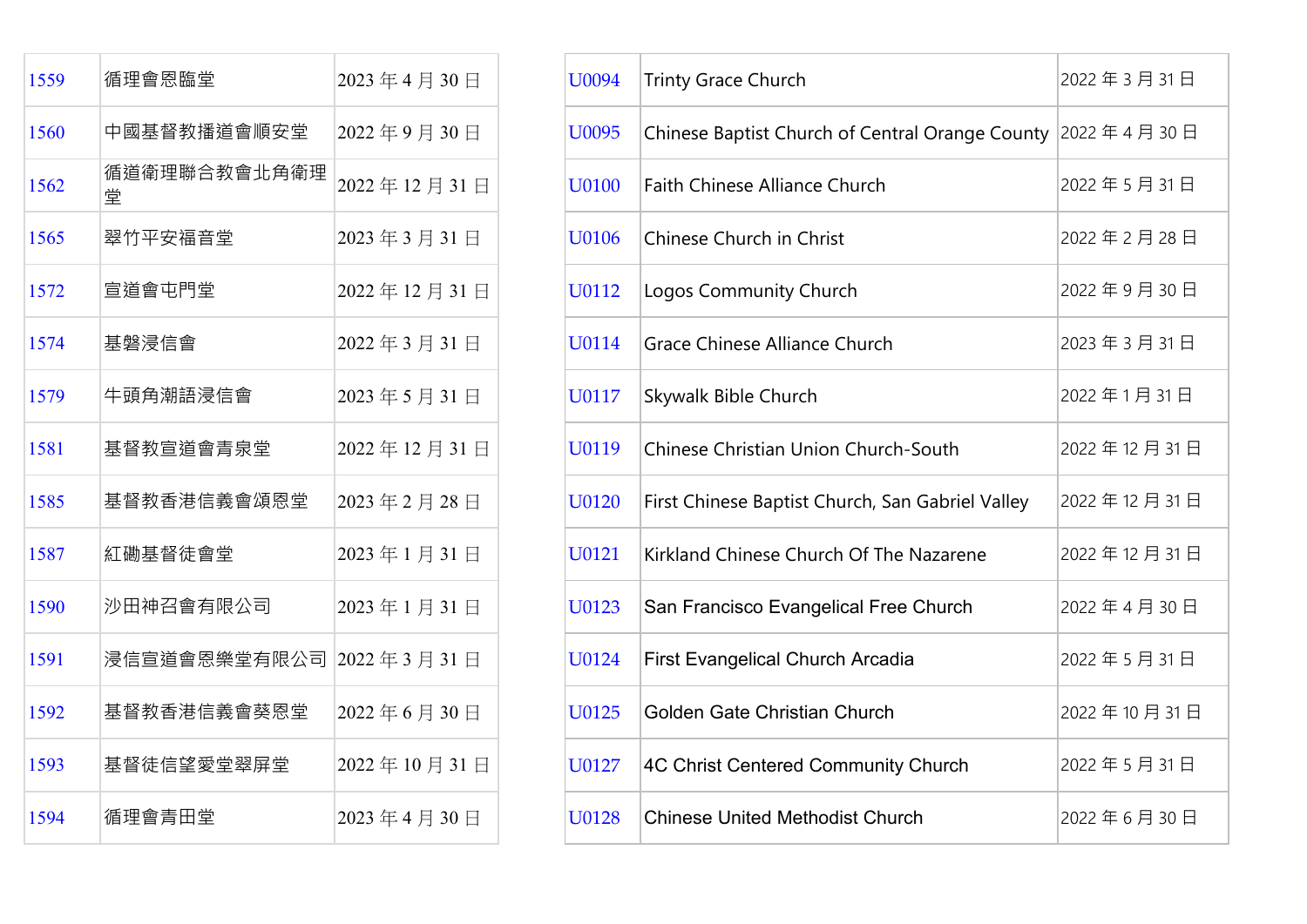| 1559 | 循理會恩臨堂 | 2023 年 4 月 30 日 |
|---|---|---|
| 1560 | 中國基督教播道會順安堂 | 2022 年 9 月 30 日 |
| 1562 | 循道衛理聯合教會北角衛理堂 | 2022 年 12 月 31 日 |
| 1565 | 翠竹平安福音堂 | 2023 年 3 月 31 日 |
| 1572 | 宣道會屯門堂 | 2022 年 12 月 31 日 |
| 1574 | 基磐浸信會 | 2022 年 3 月 31 日 |
| 1579 | 牛頭角潮語浸信會 | 2023 年 5 月 31 日 |
| 1581 | 基督教宣道會青泉堂 | 2022 年 12 月 31 日 |
| 1585 | 基督教香港信義會頌恩堂 | 2023 年 2 月 28 日 |
| 1587 | 紅磡基督徒會堂 | 2023 年 1 月 31 日 |
| 1590 | 沙田神召會有限公司 | 2023 年 1 月 31 日 |
| 1591 | 浸信宣道會恩樂堂有限公司 | 2022 年 3 月 31 日 |
| 1592 | 基督教香港信義會葵恩堂 | 2022 年 6 月 30 日 |
| 1593 | 基督徒信望愛堂翠屏堂 | 2022 年 10 月 31 日 |
| 1594 | 循理會青田堂 | 2023 年 4 月 30 日 |

| U0094 | Trinty Grace Church | 2022 年 3 月 31 日 |
|---|---|---|
| U0095 | Chinese Baptist Church of Central Orange County | 2022 年 4 月 30 日 |
| U0100 | Faith Chinese Alliance Church | 2022 年 5 月 31 日 |
| U0106 | Chinese Church in Christ | 2022 年 2 月 28 日 |
| U0112 | Logos Community Church | 2022 年 9 月 30 日 |
| U0114 | Grace Chinese Alliance Church | 2023 年 3 月 31 日 |
| U0117 | Skywalk Bible Church | 2022 年 1 月 31 日 |
| U0119 | Chinese Christian Union Church-South | 2022 年 12 月 31 日 |
| U0120 | First Chinese Baptist Church, San Gabriel Valley | 2022 年 12 月 31 日 |
| U0121 | Kirkland Chinese Church Of The Nazarene | 2022 年 12 月 31 日 |
| U0123 | San Francisco Evangelical Free Church | 2022 年 4 月 30 日 |
| U0124 | First Evangelical Church Arcadia | 2022 年 5 月 31 日 |
| U0125 | Golden Gate Christian Church | 2022 年 10 月 31 日 |
| U0127 | 4C Christ Centered Community Church | 2022 年 5 月 31 日 |
| U0128 | Chinese United Methodist Church | 2022 年 6 月 30 日 |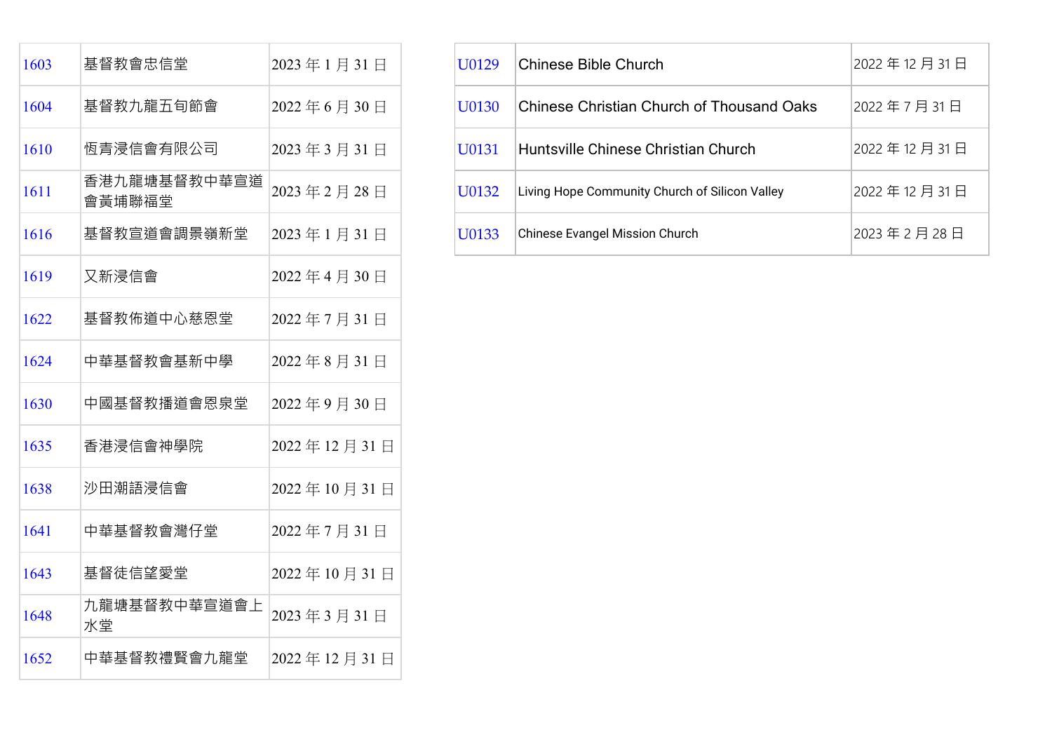| 1603 | 基督教會忠信堂 | 2023 年 1 月 31 日 |
|---|---|---|
| 1604 | 基督教九龍五旬節會 | 2022 年 6 月 30 日 |
| 1610 | 恆青浸信會有限公司 | 2023 年 3 月 31 日 |
| 1611 | 香港九龍塘基督教中華宣道會黃埔聯福堂 | 2023 年 2 月 28 日 |
| 1616 | 基督教宣道會調景嶺新堂 | 2023 年 1 月 31 日 |
| 1619 | 又新浸信會 | 2022 年 4 月 30 日 |
| 1622 | 基督教佈道中心慈恩堂 | 2022 年 7 月 31 日 |
| 1624 | 中華基督教會基新中學 | 2022 年 8 月 31 日 |
| 1630 | 中國基督教播道會恩泉堂 | 2022 年 9 月 30 日 |
| 1635 | 香港浸信會神學院 | 2022 年 12 月 31 日 |
| 1638 | 沙田潮語浸信會 | 2022 年 10 月 31 日 |
| 1641 | 中華基督教會灣仔堂 | 2022 年 7 月 31 日 |
| 1643 | 基督徒信望愛堂 | 2022 年 10 月 31 日 |
| 1648 | 九龍塘基督教中華宣道會上水堂 | 2023 年 3 月 31 日 |
| 1652 | 中華基督教禮賢會九龍堂 | 2022 年 12 月 31 日 |

| U0129 | Chinese Bible Church | 2022 年 12 月 31 日 |
|---|---|---|
| U0130 | Chinese Christian Church of Thousand Oaks | 2022 年 7 月 31 日 |
| U0131 | Huntsville Chinese Christian Church | 2022 年 12 月 31 日 |
| U0132 | Living Hope Community Church of Silicon Valley | 2022 年 12 月 31 日 |
| U0133 | Chinese Evangel Mission Church | 2023 年 2 月 28 日 |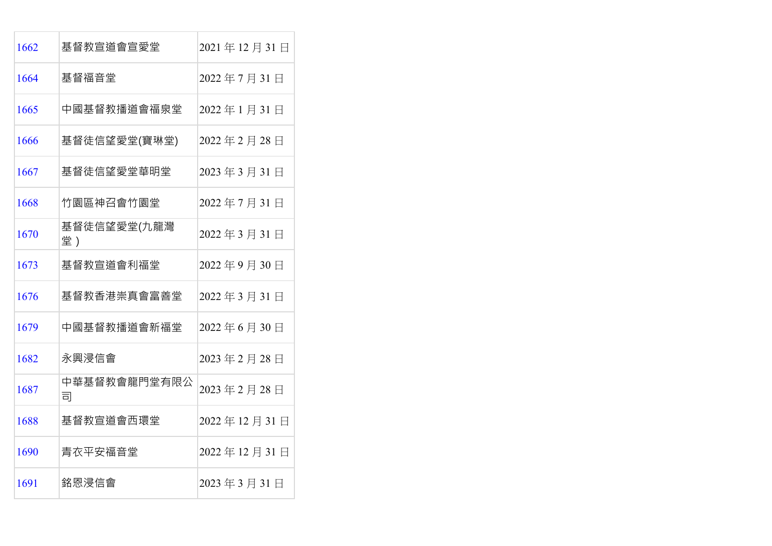| | | |
|---|---|---|
| 1662 | 基督教宣道會宣愛堂 | 2021 年 12 月 31 日 |
| 1664 | 基督福音堂 | 2022 年 7 月 31 日 |
| 1665 | 中國基督教播道會福泉堂 | 2022 年 1 月 31 日 |
| 1666 | 基督徒信望愛堂(寶琳堂) | 2022 年 2 月 28 日 |
| 1667 | 基督徒信望愛堂華明堂 | 2023 年 3 月 31 日 |
| 1668 | 竹園區神召會竹園堂 | 2022 年 7 月 31 日 |
| 1670 | 基督徒信望愛堂(九龍灣堂 ) | 2022 年 3 月 31 日 |
| 1673 | 基督教宣道會利福堂 | 2022 年 9 月 30 日 |
| 1676 | 基督教香港崇真會富善堂 | 2022 年 3 月 31 日 |
| 1679 | 中國基督教播道會新福堂 | 2022 年 6 月 30 日 |
| 1682 | 永興浸信會 | 2023 年 2 月 28 日 |
| 1687 | 中華基督教會龍門堂有限公司 | 2023 年 2 月 28 日 |
| 1688 | 基督教宣道會西環堂 | 2022 年 12 月 31 日 |
| 1690 | 青衣平安福音堂 | 2022 年 12 月 31 日 |
| 1691 | 銘恩浸信會 | 2023 年 3 月 31 日 |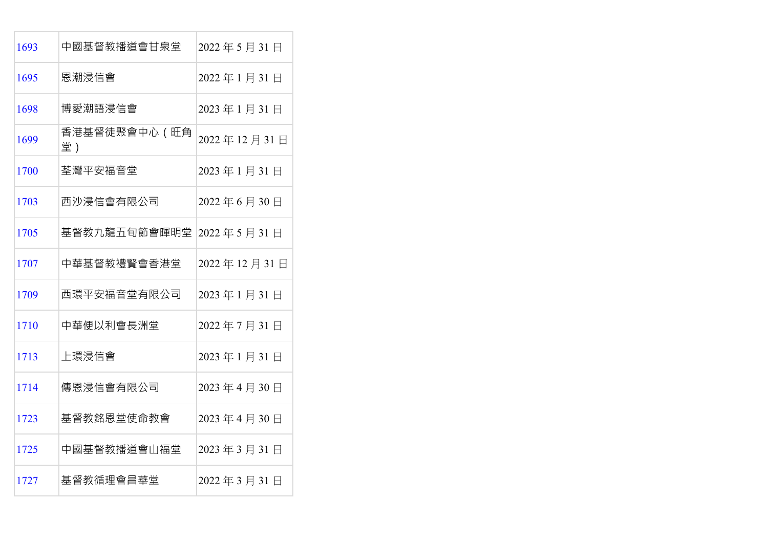| | | |
|---|---|---|
| 1693 | 中國基督教播道會甘泉堂 | 2022 年 5 月 31 日 |
| 1695 | 恩潮浸信會 | 2022 年 1 月 31 日 |
| 1698 | 博愛潮語浸信會 | 2023 年 1 月 31 日 |
| 1699 | 香港基督徒聚會中心（旺角堂） | 2022 年 12 月 31 日 |
| 1700 | 荃灣平安福音堂 | 2023 年 1 月 31 日 |
| 1703 | 西沙浸信會有限公司 | 2022 年 6 月 30 日 |
| 1705 | 基督教九龍五旬節會暉明堂 | 2022 年 5 月 31 日 |
| 1707 | 中華基督教禮賢會香港堂 | 2022 年 12 月 31 日 |
| 1709 | 西環平安福音堂有限公司 | 2023 年 1 月 31 日 |
| 1710 | 中華便以利會長洲堂 | 2022 年 7 月 31 日 |
| 1713 | 上環浸信會 | 2023 年 1 月 31 日 |
| 1714 | 傳恩浸信會有限公司 | 2023 年 4 月 30 日 |
| 1723 | 基督教銘恩堂使命教會 | 2023 年 4 月 30 日 |
| 1725 | 中國基督教播道會山福堂 | 2023 年 3 月 31 日 |
| 1727 | 基督教循理會昌華堂 | 2022 年 3 月 31 日 |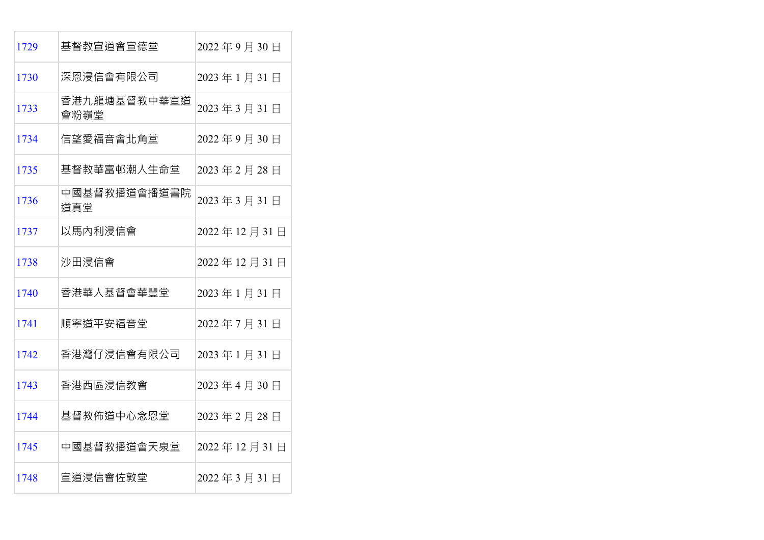| | | |
|---|---|---|
| 1729 | 基督教宣道會宣德堂 | 2022 年 9 月 30 日 |
| 1730 | 深恩浸信會有限公司 | 2023 年 1 月 31 日 |
| 1733 | 香港九龍塘基督教中華宣道會粉嶺堂 | 2023 年 3 月 31 日 |
| 1734 | 信望愛福音會北角堂 | 2022 年 9 月 30 日 |
| 1735 | 基督教華富邨潮人生命堂 | 2023 年 2 月 28 日 |
| 1736 | 中國基督教播道會播道書院道真堂 | 2023 年 3 月 31 日 |
| 1737 | 以馬內利浸信會 | 2022 年 12 月 31 日 |
| 1738 | 沙田浸信會 | 2022 年 12 月 31 日 |
| 1740 | 香港華人基督會華豐堂 | 2023 年 1 月 31 日 |
| 1741 | 順寧道平安福音堂 | 2022 年 7 月 31 日 |
| 1742 | 香港灣仔浸信會有限公司 | 2023 年 1 月 31 日 |
| 1743 | 香港西區浸信教會 | 2023 年 4 月 30 日 |
| 1744 | 基督教佈道中心念恩堂 | 2023 年 2 月 28 日 |
| 1745 | 中國基督教播道會天泉堂 | 2022 年 12 月 31 日 |
| 1748 | 宣道浸信會佐敦堂 | 2022 年 3 月 31 日 |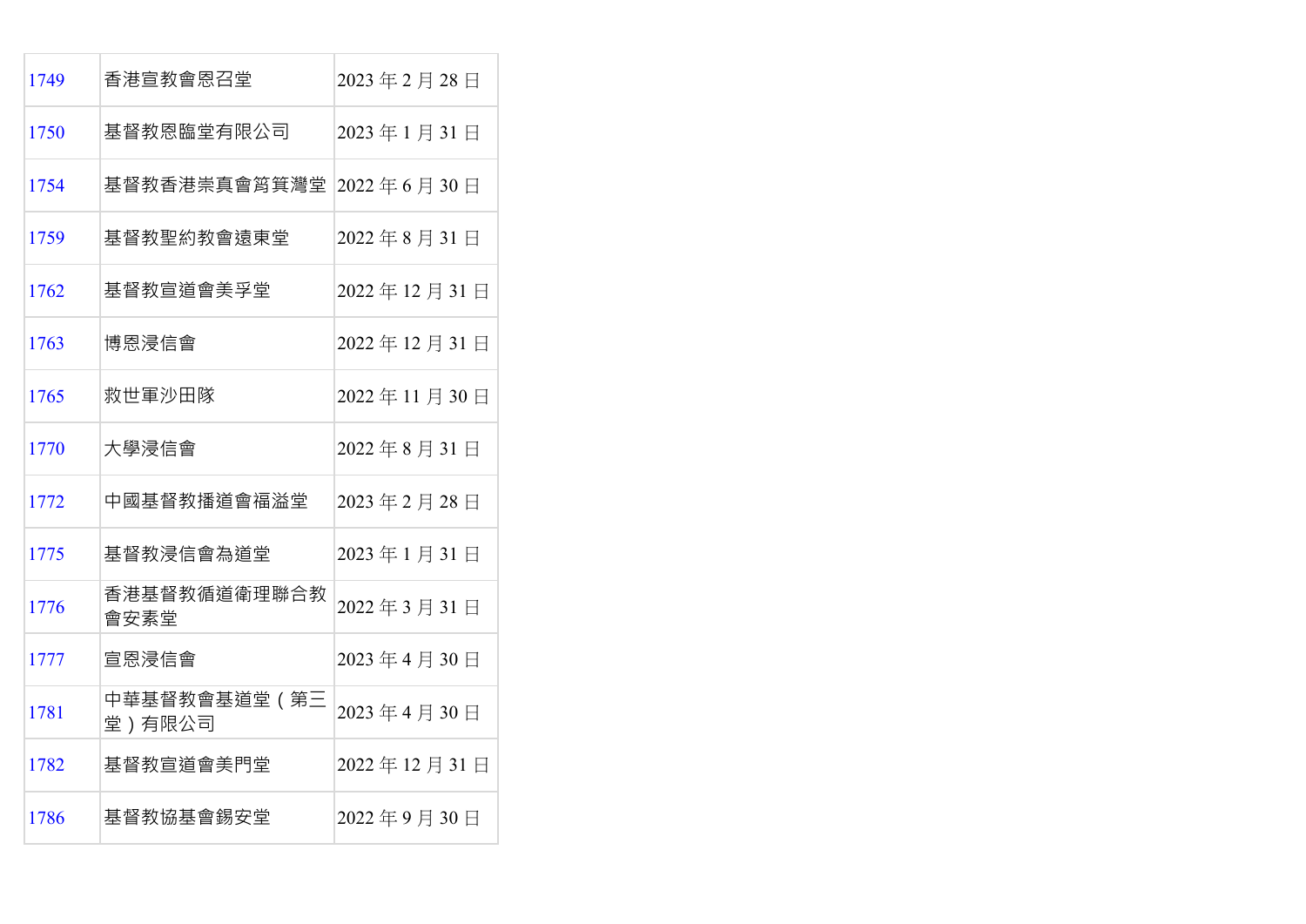| 1749 | 香港宣教會恩召堂 | 2023 年 2 月 28 日 |
|---|---|---|
| 1750 | 基督教恩臨堂有限公司 | 2023 年 1 月 31 日 |
| 1754 | 基督教香港崇真會筲箕灣堂 | 2022 年 6 月 30 日 |
| 1759 | 基督教聖約教會遠東堂 | 2022 年 8 月 31 日 |
| 1762 | 基督教宣道會美孚堂 | 2022 年 12 月 31 日 |
| 1763 | 博恩浸信會 | 2022 年 12 月 31 日 |
| 1765 | 救世軍沙田隊 | 2022 年 11 月 30 日 |
| 1770 | 大學浸信會 | 2022 年 8 月 31 日 |
| 1772 | 中國基督教播道會福溢堂 | 2023 年 2 月 28 日 |
| 1775 | 基督教浸信會為道堂 | 2023 年 1 月 31 日 |
| 1776 | 香港基督教循道衛理聯合教會安素堂 | 2022 年 3 月 31 日 |
| 1777 | 宣恩浸信會 | 2023 年 4 月 30 日 |
| 1781 | 中華基督教會基道堂（第三堂）有限公司 | 2023 年 4 月 30 日 |
| 1782 | 基督教宣道會美門堂 | 2022 年 12 月 31 日 |
| 1786 | 基督教協基會錫安堂 | 2022 年 9 月 30 日 |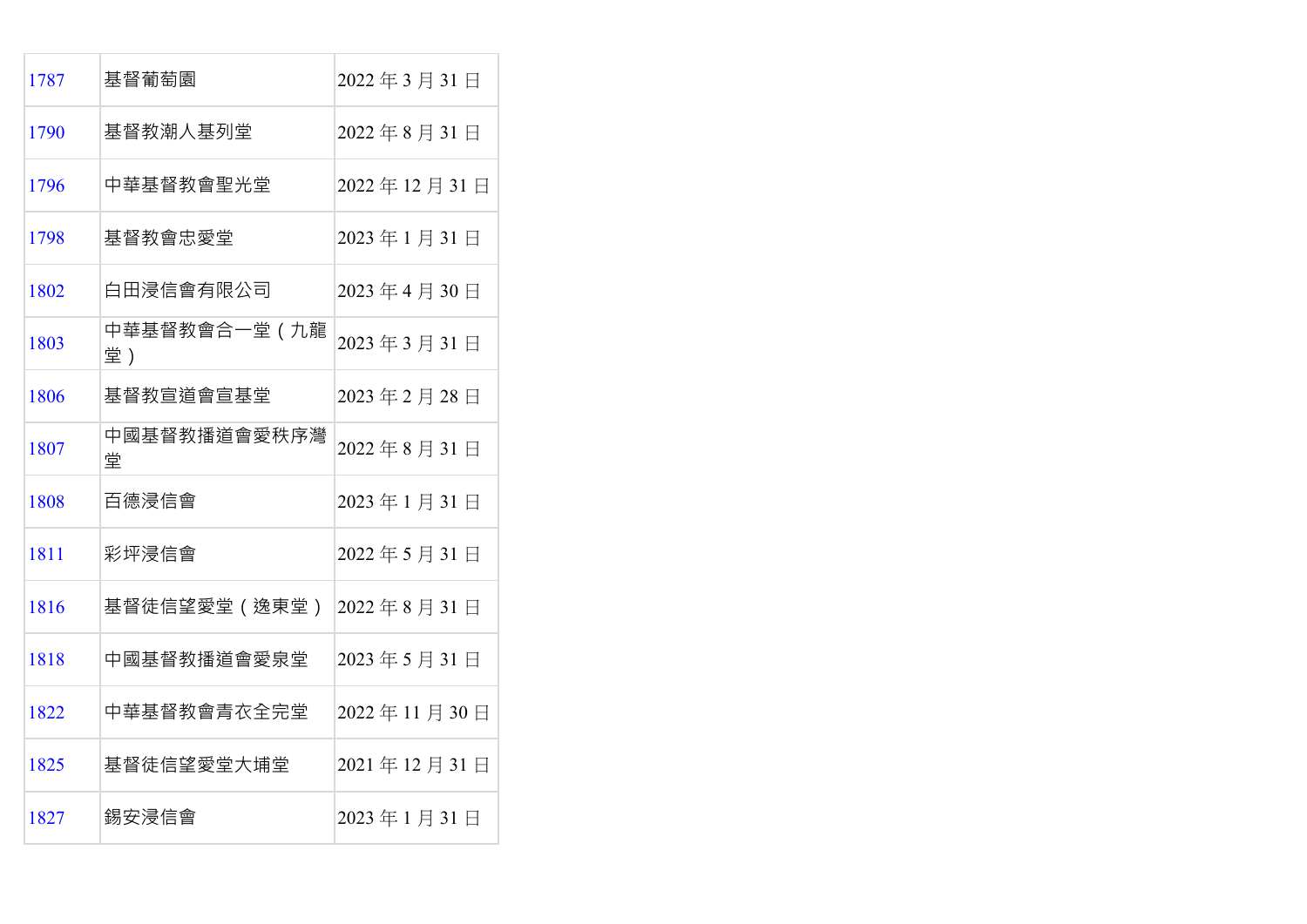| | | |
|---|---|---|
| 1787 | 基督葡萄園 | 2022 年 3 月 31 日 |
| 1790 | 基督教潮人基列堂 | 2022 年 8 月 31 日 |
| 1796 | 中華基督教會聖光堂 | 2022 年 12 月 31 日 |
| 1798 | 基督教會忠愛堂 | 2023 年 1 月 31 日 |
| 1802 | 白田浸信會有限公司 | 2023 年 4 月 30 日 |
| 1803 | 中華基督教會合一堂（九龍堂） | 2023 年 3 月 31 日 |
| 1806 | 基督教宣道會宣基堂 | 2023 年 2 月 28 日 |
| 1807 | 中國基督教播道會愛秩序灣堂 | 2022 年 8 月 31 日 |
| 1808 | 百德浸信會 | 2023 年 1 月 31 日 |
| 1811 | 彩坪浸信會 | 2022 年 5 月 31 日 |
| 1816 | 基督徒信望愛堂（逸東堂） | 2022 年 8 月 31 日 |
| 1818 | 中國基督教播道會愛泉堂 | 2023 年 5 月 31 日 |
| 1822 | 中華基督教會青衣全完堂 | 2022 年 11 月 30 日 |
| 1825 | 基督徒信望愛堂大埔堂 | 2021 年 12 月 31 日 |
| 1827 | 錫安浸信會 | 2023 年 1 月 31 日 |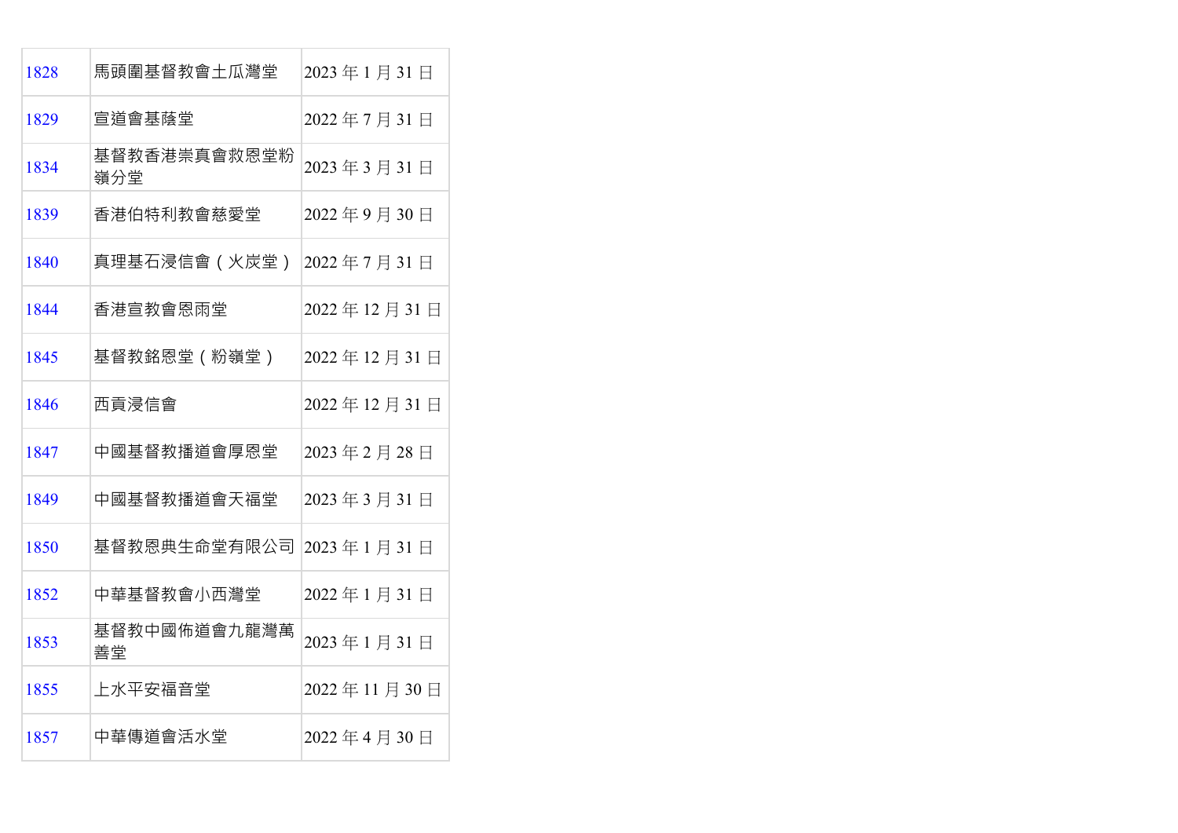| 1828 | 馬頭圍基督教會土瓜灣堂 | 2023 年 1 月 31 日 |
|---|---|---|
| 1829 | 宣道會基蔭堂 | 2022 年 7 月 31 日 |
| 1834 | 基督教香港崇真會救恩堂粉嶺分堂 | 2023 年 3 月 31 日 |
| 1839 | 香港伯特利教會慈愛堂 | 2022 年 9 月 30 日 |
| 1840 | 真理基石浸信會（火炭堂） | 2022 年 7 月 31 日 |
| 1844 | 香港宣教會恩雨堂 | 2022 年 12 月 31 日 |
| 1845 | 基督教銘恩堂（粉嶺堂） | 2022 年 12 月 31 日 |
| 1846 | 西貢浸信會 | 2022 年 12 月 31 日 |
| 1847 | 中國基督教播道會厚恩堂 | 2023 年 2 月 28 日 |
| 1849 | 中國基督教播道會天福堂 | 2023 年 3 月 31 日 |
| 1850 | 基督教恩典生命堂有限公司 | 2023 年 1 月 31 日 |
| 1852 | 中華基督教會小西灣堂 | 2022 年 1 月 31 日 |
| 1853 | 基督教中國佈道會九龍灣萬善堂 | 2023 年 1 月 31 日 |
| 1855 | 上水平安福音堂 | 2022 年 11 月 30 日 |
| 1857 | 中華傳道會活水堂 | 2022 年 4 月 30 日 |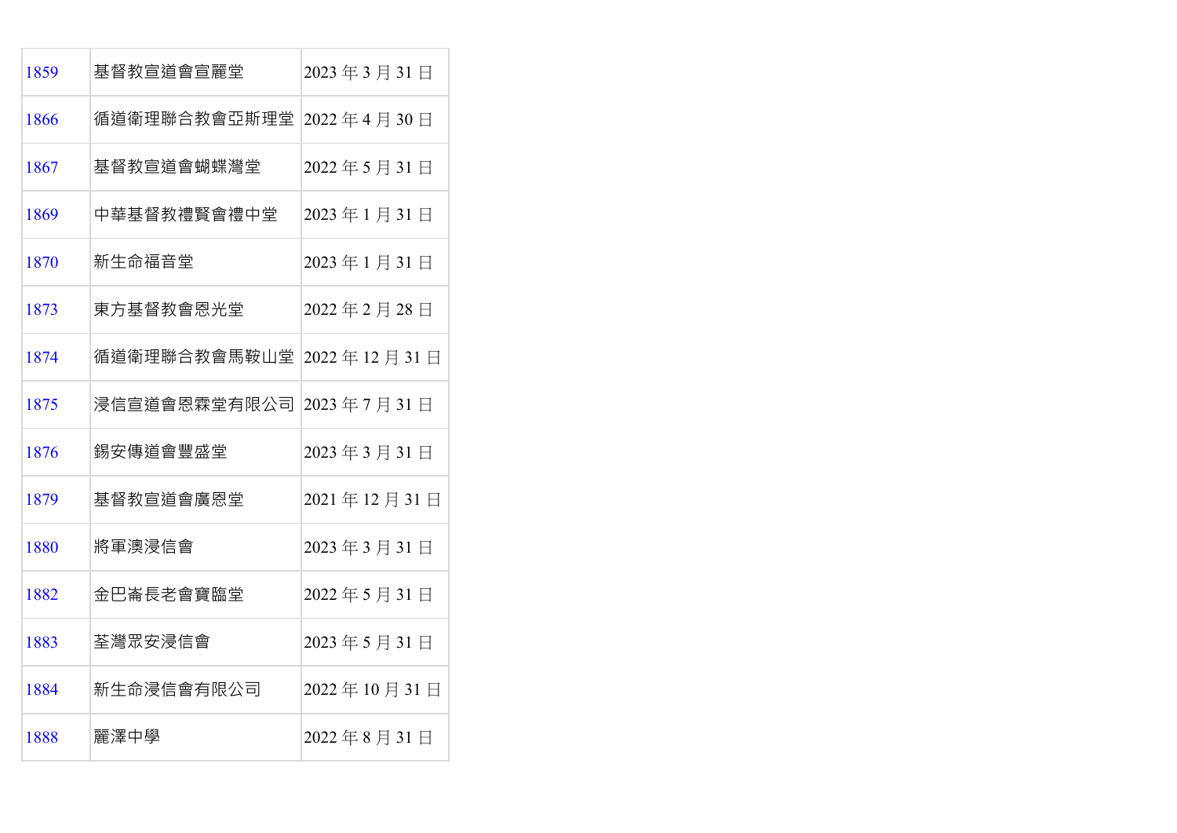| 1859 | 基督教宣道會宣麗堂 | 2023 年 3 月 31 日 |
|---|---|---|
| 1866 | 循道衛理聯合教會亞斯理堂 | 2022 年 4 月 30 日 |
| 1867 | 基督教宣道會蝴蝶灣堂 | 2022 年 5 月 31 日 |
| 1869 | 中華基督教禮賢會禮中堂 | 2023 年 1 月 31 日 |
| 1870 | 新生命福音堂 | 2023 年 1 月 31 日 |
| 1873 | 東方基督教會恩光堂 | 2022 年 2 月 28 日 |
| 1874 | 循道衛理聯合教會馬鞍山堂 | 2022 年 12 月 31 日 |
| 1875 | 浸信宣道會恩霖堂有限公司 | 2023 年 7 月 31 日 |
| 1876 | 錫安傳道會豐盛堂 | 2023 年 3 月 31 日 |
| 1879 | 基督教宣道會廣恩堂 | 2021 年 12 月 31 日 |
| 1880 | 將軍澳浸信會 | 2023 年 3 月 31 日 |
| 1882 | 金巴崙長老會寶臨堂 | 2022 年 5 月 31 日 |
| 1883 | 荃灣眾安浸信會 | 2023 年 5 月 31 日 |
| 1884 | 新生命浸信會有限公司 | 2022 年 10 月 31 日 |
| 1888 | 麗澤中學 | 2022 年 8 月 31 日 |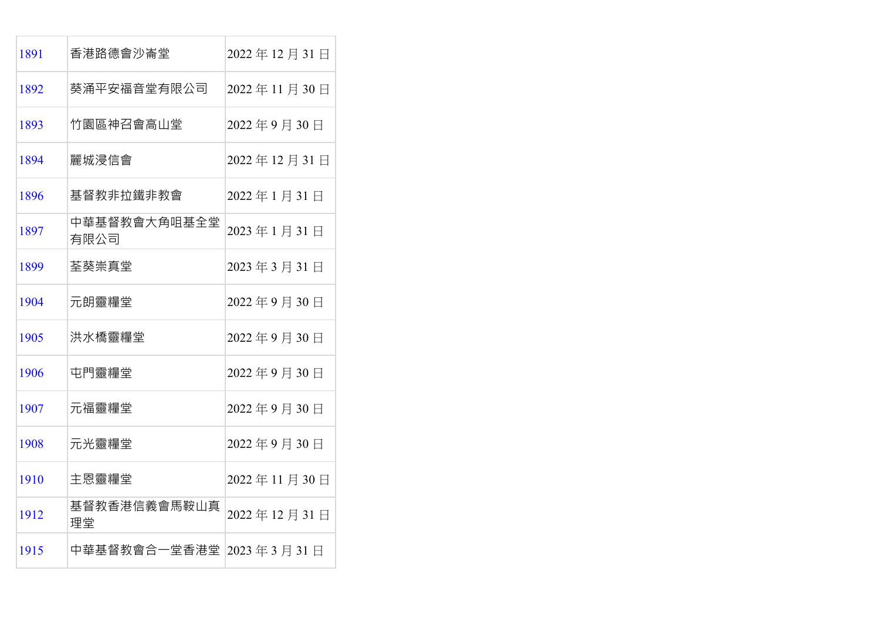| 1891 | 香港路德會沙崙堂 | 2022 年 12 月 31 日 |
|---|---|---|
| 1892 | 葵涌平安福音堂有限公司 | 2022 年 11 月 30 日 |
| 1893 | 竹園區神召會高山堂 | 2022 年 9 月 30 日 |
| 1894 | 麗城浸信會 | 2022 年 12 月 31 日 |
| 1896 | 基督教非拉鐵非教會 | 2022 年 1 月 31 日 |
| 1897 | 中華基督教會大角咀基全堂有限公司 | 2023 年 1 月 31 日 |
| 1899 | 荃葵崇真堂 | 2023 年 3 月 31 日 |
| 1904 | 元朗靈糧堂 | 2022 年 9 月 30 日 |
| 1905 | 洪水橋靈糧堂 | 2022 年 9 月 30 日 |
| 1906 | 屯門靈糧堂 | 2022 年 9 月 30 日 |
| 1907 | 元福靈糧堂 | 2022 年 9 月 30 日 |
| 1908 | 元光靈糧堂 | 2022 年 9 月 30 日 |
| 1910 | 主恩靈糧堂 | 2022 年 11 月 30 日 |
| 1912 | 基督教香港信義會馬鞍山真理堂 | 2022 年 12 月 31 日 |
| 1915 | 中華基督教會合一堂香港堂 | 2023 年 3 月 31 日 |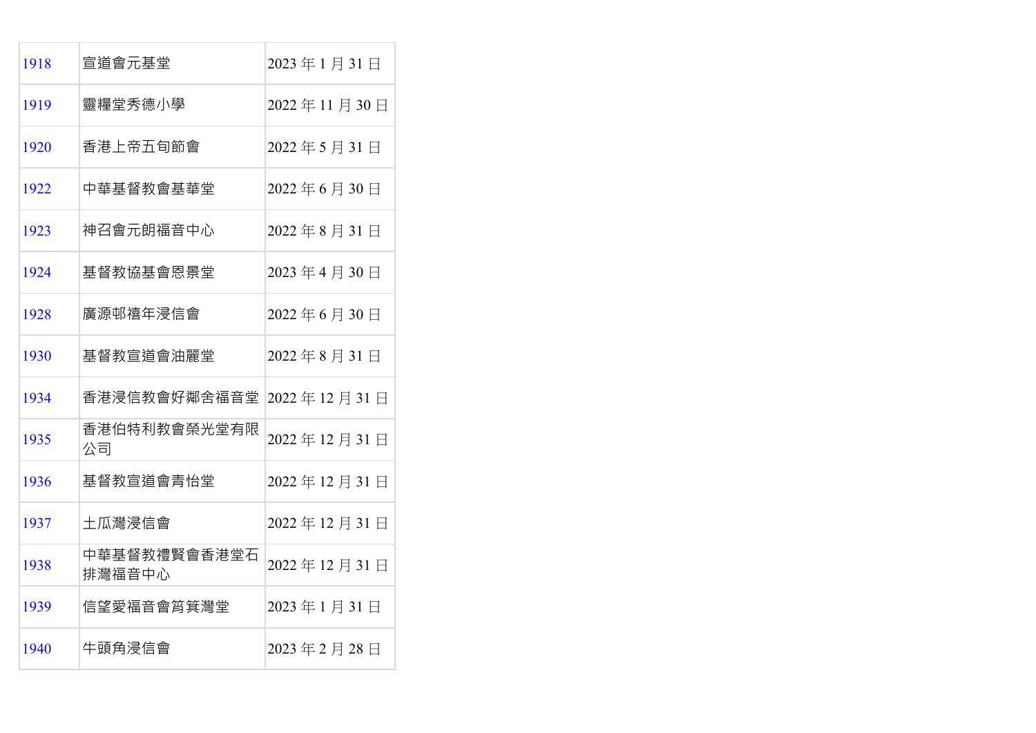| | | |
|---|---|---|
| 1918 | 宣道會元基堂 | 2023 年 1 月 31 日 |
| 1919 | 靈糧堂秀德小學 | 2022 年 11 月 30 日 |
| 1920 | 香港上帝五旬節會 | 2022 年 5 月 31 日 |
| 1922 | 中華基督教會基華堂 | 2022 年 6 月 30 日 |
| 1923 | 神召會元朗福音中心 | 2022 年 8 月 31 日 |
| 1924 | 基督教協基會恩景堂 | 2023 年 4 月 30 日 |
| 1928 | 廣源邨禧年浸信會 | 2022 年 6 月 30 日 |
| 1930 | 基督教宣道會油麗堂 | 2022 年 8 月 31 日 |
| 1934 | 香港浸信教會好鄰舍福音堂 | 2022 年 12 月 31 日 |
| 1935 | 香港伯特利教會榮光堂有限公司 | 2022 年 12 月 31 日 |
| 1936 | 基督教宣道會青怡堂 | 2022 年 12 月 31 日 |
| 1937 | 土瓜灣浸信會 | 2022 年 12 月 31 日 |
| 1938 | 中華基督教禮賢會香港堂石排灣福音中心 | 2022 年 12 月 31 日 |
| 1939 | 信望愛福音會筲箕灣堂 | 2023 年 1 月 31 日 |
| 1940 | 牛頭角浸信會 | 2023 年 2 月 28 日 |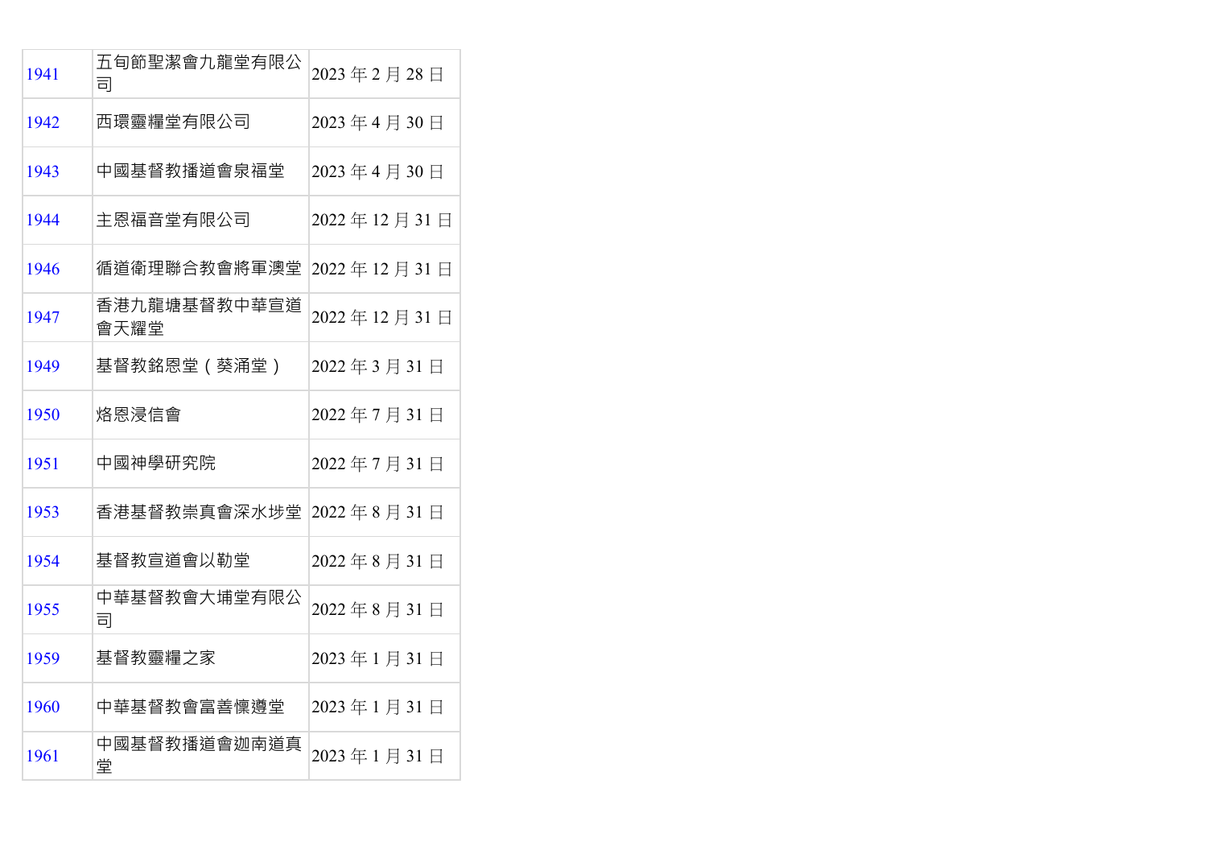| | | |
|---|---|---|
| 1941 | 五旬節聖潔會九龍堂有限公司 | 2023 年 2 月 28 日 |
| 1942 | 西環靈糧堂有限公司 | 2023 年 4 月 30 日 |
| 1943 | 中國基督教播道會泉福堂 | 2023 年 4 月 30 日 |
| 1944 | 主恩福音堂有限公司 | 2022 年 12 月 31 日 |
| 1946 | 循道衛理聯合教會將軍澳堂 | 2022 年 12 月 31 日 |
| 1947 | 香港九龍塘基督教中華宣道會天耀堂 | 2022 年 12 月 31 日 |
| 1949 | 基督教銘恩堂（葵涌堂） | 2022 年 3 月 31 日 |
| 1950 | 烙恩浸信會 | 2022 年 7 月 31 日 |
| 1951 | 中國神學研究院 | 2022 年 7 月 31 日 |
| 1953 | 香港基督教崇真會深水埗堂 | 2022 年 8 月 31 日 |
| 1954 | 基督教宣道會以勒堂 | 2022 年 8 月 31 日 |
| 1955 | 中華基督教會大埔堂有限公司 | 2022 年 8 月 31 日 |
| 1959 | 基督教靈糧之家 | 2023 年 1 月 31 日 |
| 1960 | 中華基督教會富善懍遵堂 | 2023 年 1 月 31 日 |
| 1961 | 中國基督教播道會迦南道真堂 | 2023 年 1 月 31 日 |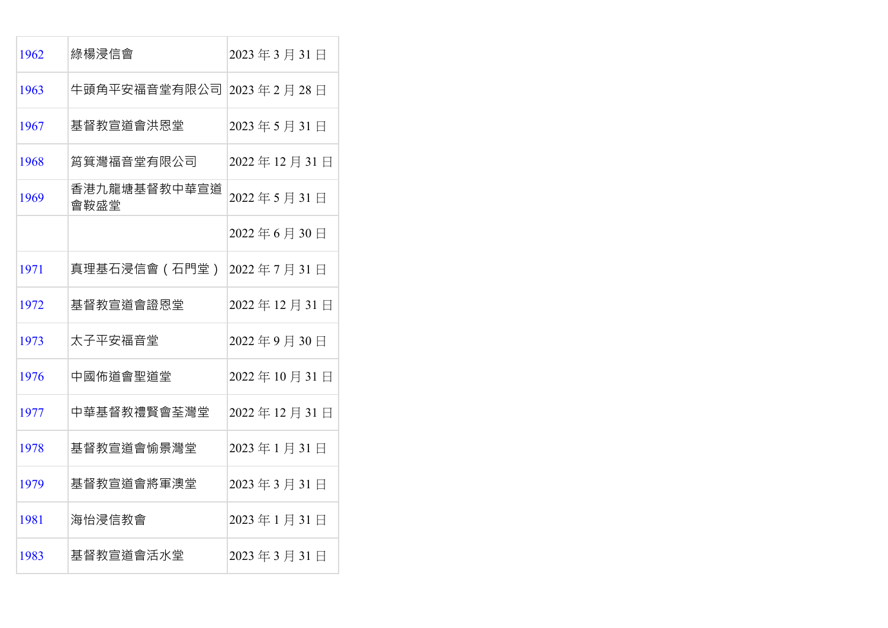| | | |
|---|---|---|
| 1962 | 綠楊浸信會 | 2023 年 3 月 31 日 |
| 1963 | 牛頭角平安福音堂有限公司 | 2023 年 2 月 28 日 |
| 1967 | 基督教宣道會洪恩堂 | 2023 年 5 月 31 日 |
| 1968 | 筲箕灣福音堂有限公司 | 2022 年 12 月 31 日 |
| 1969 | 香港九龍塘基督教中華宣道會鞍盛堂 | 2022 年 5 月 31 日 |
| | | 2022 年 6 月 30 日 |
| 1971 | 真理基石浸信會（石門堂） | 2022 年 7 月 31 日 |
| 1972 | 基督教宣道會證恩堂 | 2022 年 12 月 31 日 |
| 1973 | 太子平安福音堂 | 2022 年 9 月 30 日 |
| 1976 | 中國佈道會聖道堂 | 2022 年 10 月 31 日 |
| 1977 | 中華基督教禮賢會荃灣堂 | 2022 年 12 月 31 日 |
| 1978 | 基督教宣道會愉景灣堂 | 2023 年 1 月 31 日 |
| 1979 | 基督教宣道會將軍澳堂 | 2023 年 3 月 31 日 |
| 1981 | 海怡浸信教會 | 2023 年 1 月 31 日 |
| 1983 | 基督教宣道會活水堂 | 2023 年 3 月 31 日 |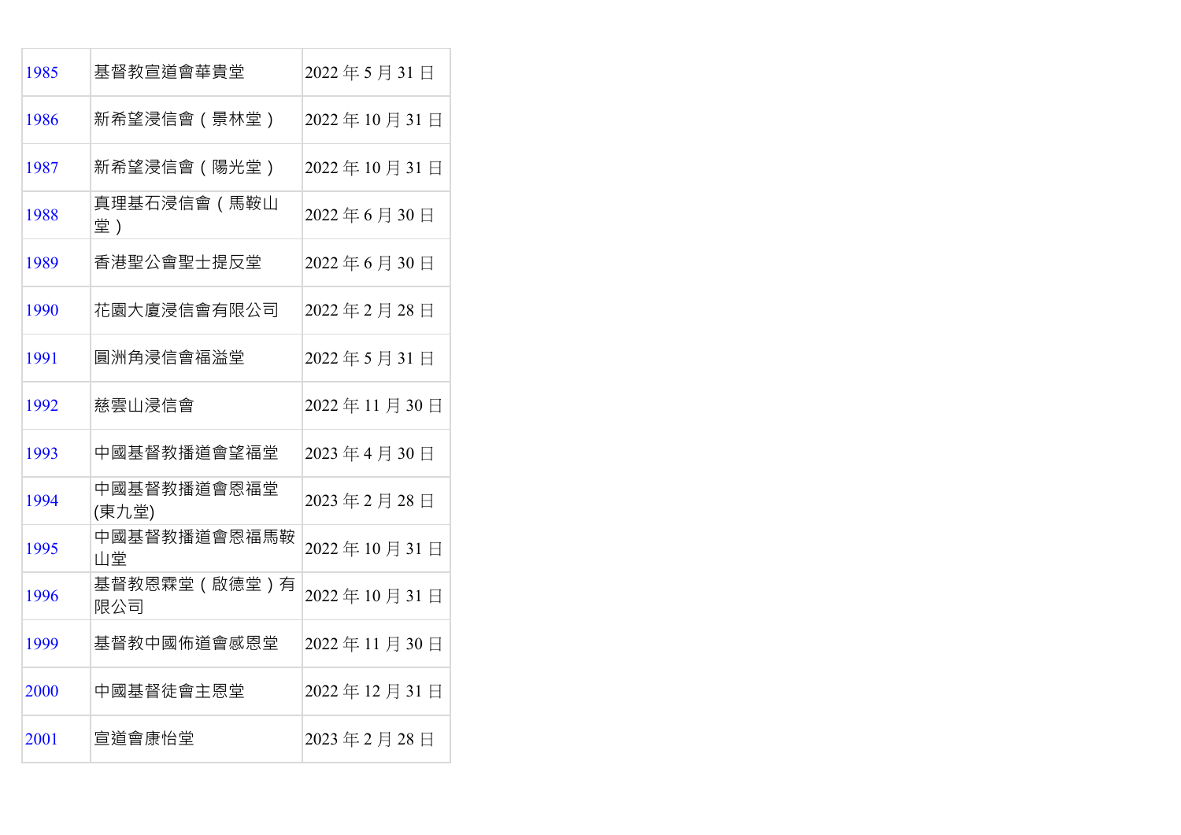| | | |
|---|---|---|
| 1985 | 基督教宣道會華貴堂 | 2022 年 5 月 31 日 |
| 1986 | 新希望浸信會（景林堂） | 2022 年 10 月 31 日 |
| 1987 | 新希望浸信會（陽光堂） | 2022 年 10 月 31 日 |
| 1988 | 真理基石浸信會（馬鞍山堂） | 2022 年 6 月 30 日 |
| 1989 | 香港聖公會聖士提反堂 | 2022 年 6 月 30 日 |
| 1990 | 花園大廈浸信會有限公司 | 2022 年 2 月 28 日 |
| 1991 | 圓洲角浸信會福溢堂 | 2022 年 5 月 31 日 |
| 1992 | 慈雲山浸信會 | 2022 年 11 月 30 日 |
| 1993 | 中國基督教播道會望福堂 | 2023 年 4 月 30 日 |
| 1994 | 中國基督教播道會恩福堂(東九堂) | 2023 年 2 月 28 日 |
| 1995 | 中國基督教播道會恩福馬鞍山堂 | 2022 年 10 月 31 日 |
| 1996 | 基督教恩霖堂（啟德堂）有限公司 | 2022 年 10 月 31 日 |
| 1999 | 基督教中國佈道會感恩堂 | 2022 年 11 月 30 日 |
| 2000 | 中國基督徒會主恩堂 | 2022 年 12 月 31 日 |
| 2001 | 宣道會康怡堂 | 2023 年 2 月 28 日 |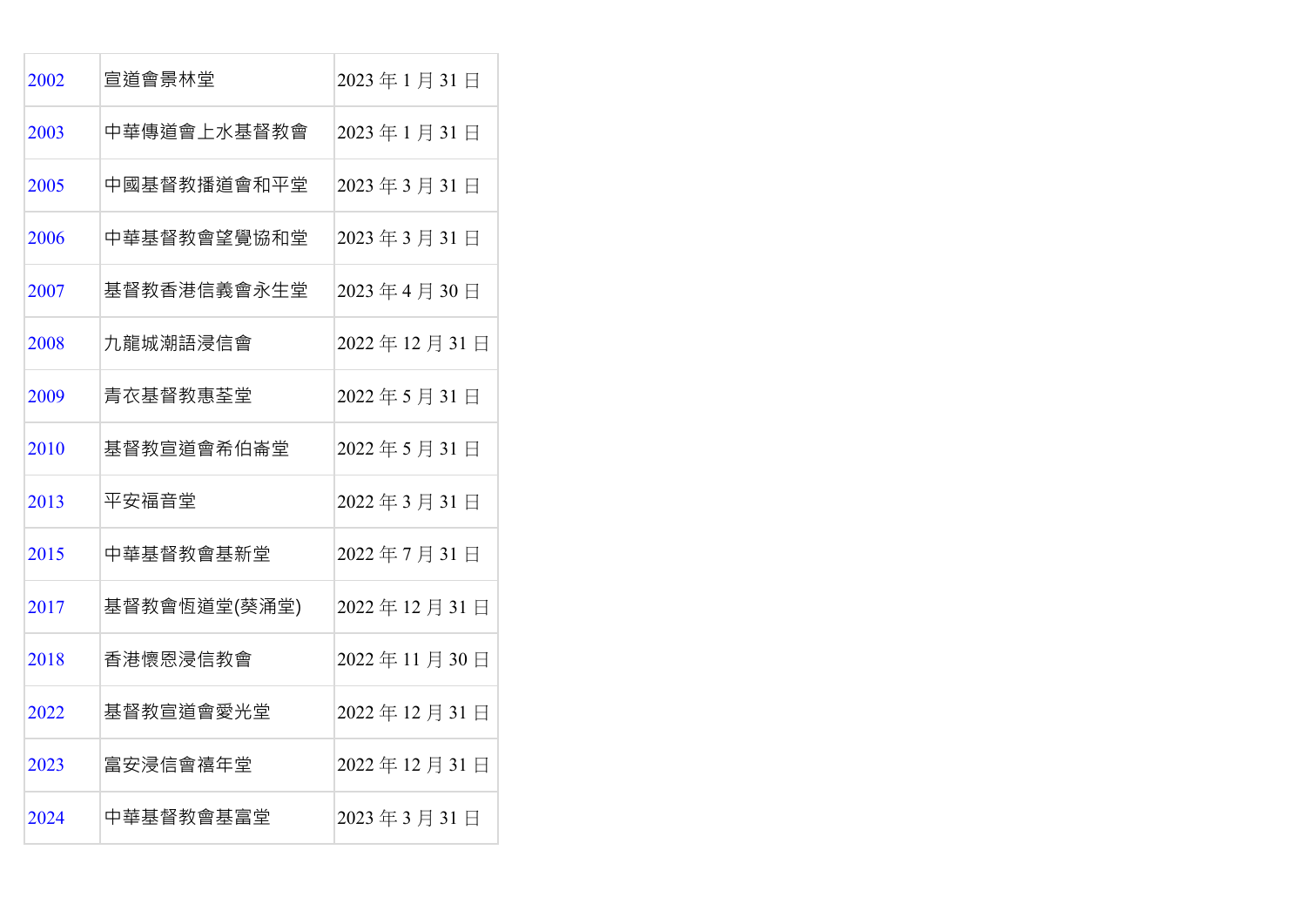| 2002 | 宣道會景林堂 | 2023 年 1 月 31 日 |
|---|---|---|
| 2003 | 中華傳道會上水基督教會 | 2023 年 1 月 31 日 |
| 2005 | 中國基督教播道會和平堂 | 2023 年 3 月 31 日 |
| 2006 | 中華基督教會望覺協和堂 | 2023 年 3 月 31 日 |
| 2007 | 基督教香港信義會永生堂 | 2023 年 4 月 30 日 |
| 2008 | 九龍城潮語浸信會 | 2022 年 12 月 31 日 |
| 2009 | 青衣基督教惠荃堂 | 2022 年 5 月 31 日 |
| 2010 | 基督教宣道會希伯崙堂 | 2022 年 5 月 31 日 |
| 2013 | 平安福音堂 | 2022 年 3 月 31 日 |
| 2015 | 中華基督教會基新堂 | 2022 年 7 月 31 日 |
| 2017 | 基督教會恆道堂(葵涌堂) | 2022 年 12 月 31 日 |
| 2018 | 香港懷恩浸信教會 | 2022 年 11 月 30 日 |
| 2022 | 基督教宣道會愛光堂 | 2022 年 12 月 31 日 |
| 2023 | 富安浸信會禧年堂 | 2022 年 12 月 31 日 |
| 2024 | 中華基督教會基富堂 | 2023 年 3 月 31 日 |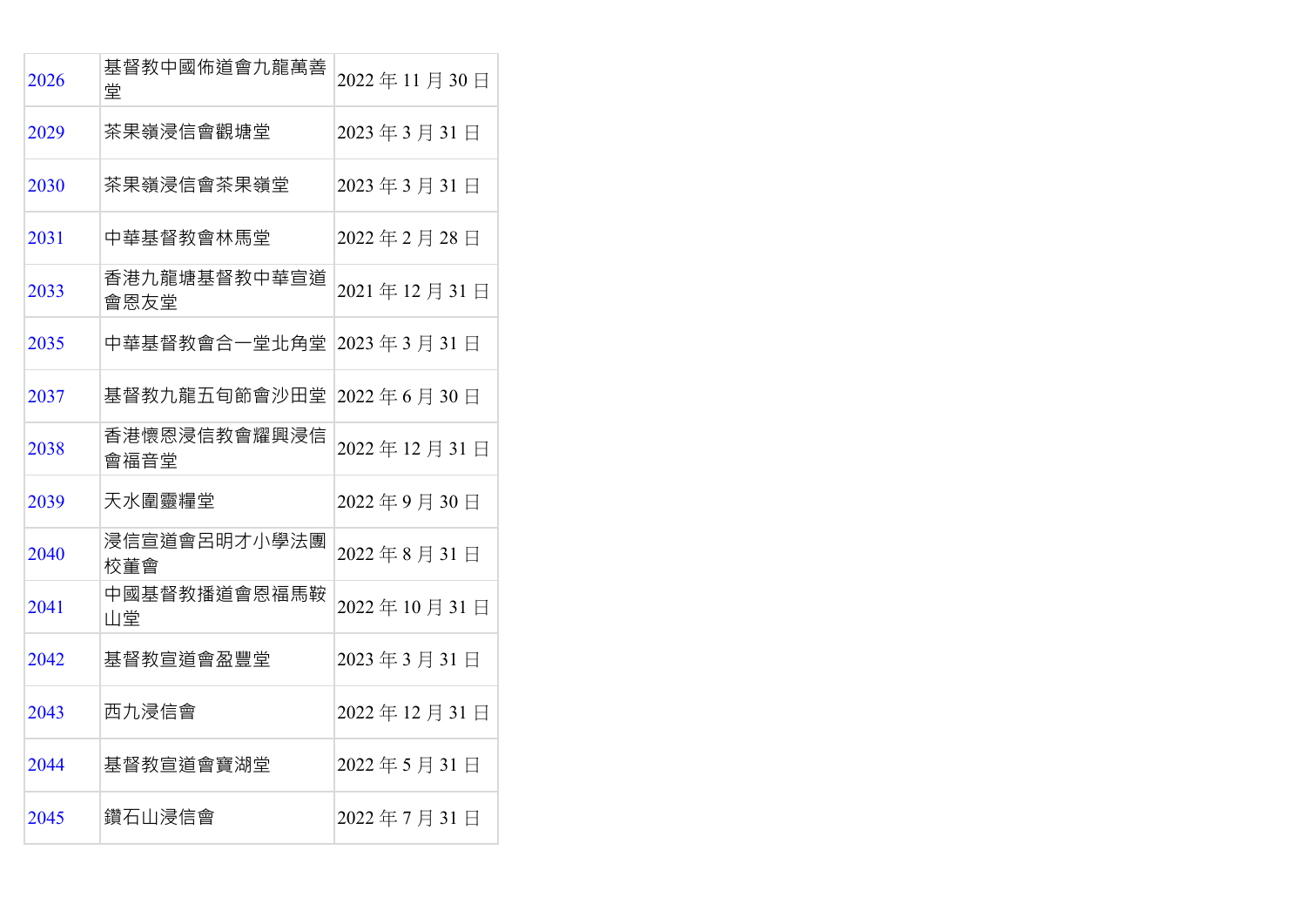| 2026 | 基督教中國佈道會九龍萬善堂 | 2022 年 11 月 30 日 |
| --- | --- | --- |
| 2029 | 茶果嶺浸信會觀塘堂 | 2023 年 3 月 31 日 |
| 2030 | 茶果嶺浸信會茶果嶺堂 | 2023 年 3 月 31 日 |
| 2031 | 中華基督教會林馬堂 | 2022 年 2 月 28 日 |
| 2033 | 香港九龍塘基督教中華宣道會恩友堂 | 2021 年 12 月 31 日 |
| 2035 | 中華基督教會合一堂北角堂 | 2023 年 3 月 31 日 |
| 2037 | 基督教九龍五旬節會沙田堂 | 2022 年 6 月 30 日 |
| 2038 | 香港懷恩浸信教會耀興浸信會福音堂 | 2022 年 12 月 31 日 |
| 2039 | 天水圍靈糧堂 | 2022 年 9 月 30 日 |
| 2040 | 浸信宣道會呂明才小學法團校董會 | 2022 年 8 月 31 日 |
| 2041 | 中國基督教播道會恩福馬鞍山堂 | 2022 年 10 月 31 日 |
| 2042 | 基督教宣道會盈豐堂 | 2023 年 3 月 31 日 |
| 2043 | 西九浸信會 | 2022 年 12 月 31 日 |
| 2044 | 基督教宣道會寶湖堂 | 2022 年 5 月 31 日 |
| 2045 | 鑽石山浸信會 | 2022 年 7 月 31 日 |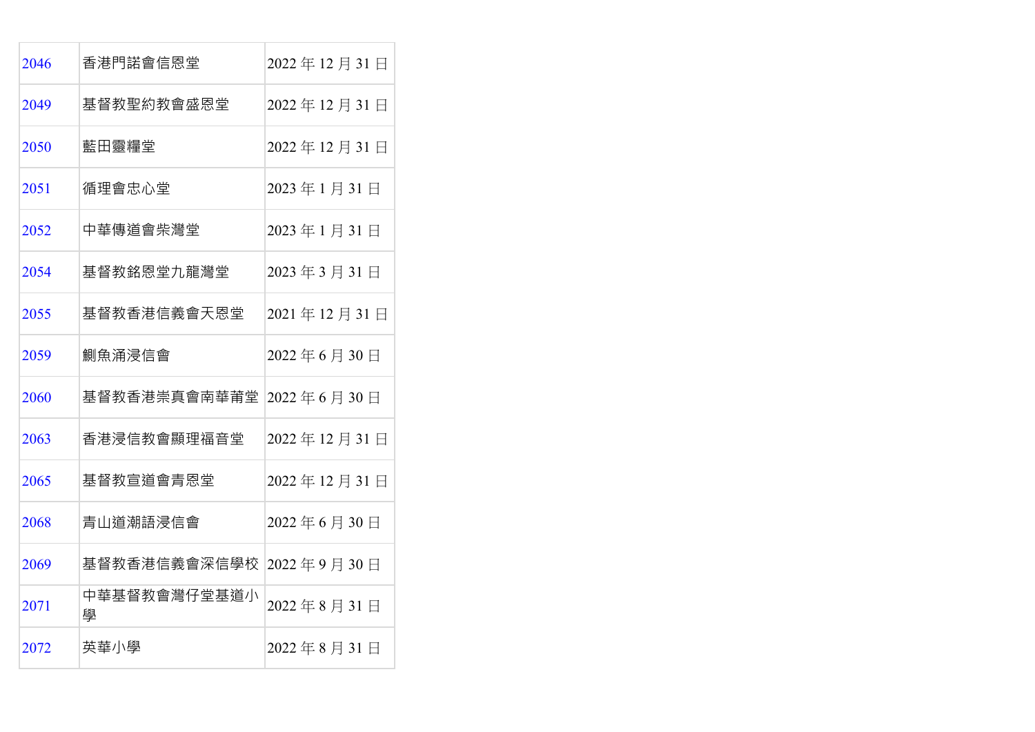| | | |
|---|---|---|
| 2046 | 香港門諾會信恩堂 | 2022 年 12 月 31 日 |
| 2049 | 基督教聖約教會盛恩堂 | 2022 年 12 月 31 日 |
| 2050 | 藍田靈糧堂 | 2022 年 12 月 31 日 |
| 2051 | 循理會忠心堂 | 2023 年 1 月 31 日 |
| 2052 | 中華傳道會柴灣堂 | 2023 年 1 月 31 日 |
| 2054 | 基督教銘恩堂九龍灣堂 | 2023 年 3 月 31 日 |
| 2055 | 基督教香港信義會天恩堂 | 2021 年 12 月 31 日 |
| 2059 | 鰂魚涌浸信會 | 2022 年 6 月 30 日 |
| 2060 | 基督教香港崇真會南華莆堂 | 2022 年 6 月 30 日 |
| 2063 | 香港浸信教會顯理福音堂 | 2022 年 12 月 31 日 |
| 2065 | 基督教宣道會青恩堂 | 2022 年 12 月 31 日 |
| 2068 | 青山道潮語浸信會 | 2022 年 6 月 30 日 |
| 2069 | 基督教香港信義會深信學校 | 2022 年 9 月 30 日 |
| 2071 | 中華基督教會灣仔堂基道小學 | 2022 年 8 月 31 日 |
| 2072 | 英華小學 | 2022 年 8 月 31 日 |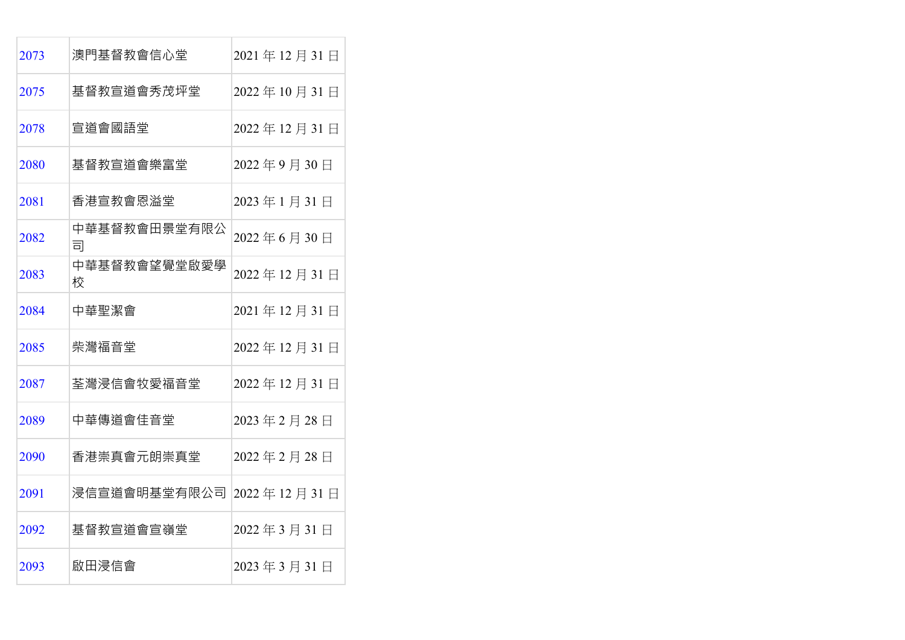| 2073 | 澳門基督教會信心堂 | 2021 年 12 月 31 日 |
|---|---|---|
| 2075 | 基督教宣道會秀茂坪堂 | 2022 年 10 月 31 日 |
| 2078 | 宣道會國語堂 | 2022 年 12 月 31 日 |
| 2080 | 基督教宣道會樂富堂 | 2022 年 9 月 30 日 |
| 2081 | 香港宣教會恩溢堂 | 2023 年 1 月 31 日 |
| 2082 | 中華基督教會田景堂有限公司 | 2022 年 6 月 30 日 |
| 2083 | 中華基督教會望覺堂啟愛學校 | 2022 年 12 月 31 日 |
| 2084 | 中華聖潔會 | 2021 年 12 月 31 日 |
| 2085 | 柴灣福音堂 | 2022 年 12 月 31 日 |
| 2087 | 荃灣浸信會牧愛福音堂 | 2022 年 12 月 31 日 |
| 2089 | 中華傳道會佳音堂 | 2023 年 2 月 28 日 |
| 2090 | 香港崇真會元朗崇真堂 | 2022 年 2 月 28 日 |
| 2091 | 浸信宣道會明基堂有限公司 | 2022 年 12 月 31 日 |
| 2092 | 基督教宣道會宣嶺堂 | 2022 年 3 月 31 日 |
| 2093 | 啟田浸信會 | 2023 年 3 月 31 日 |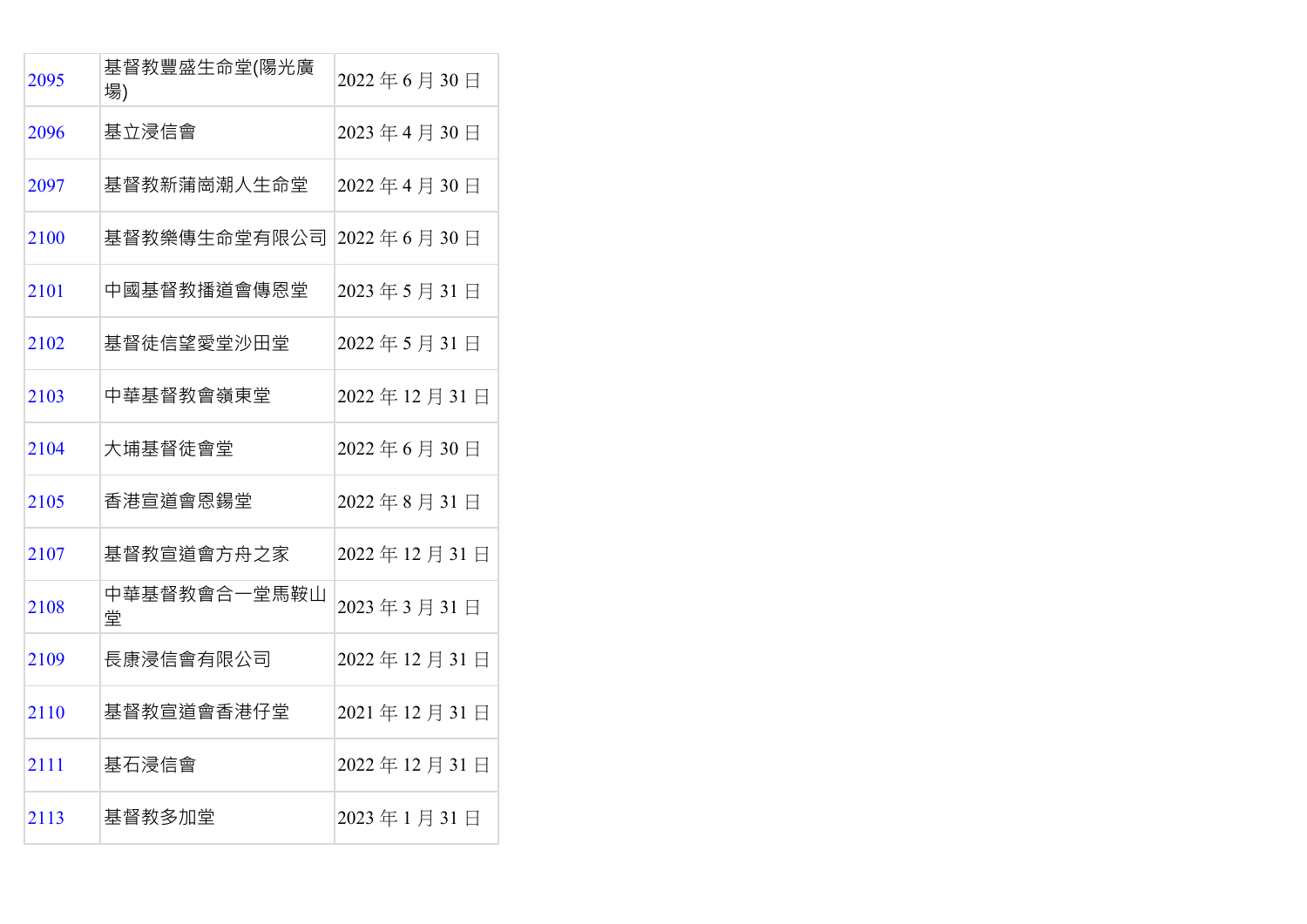| | | |
|---|---|---|
| 2095 | 基督教豐盛生命堂(陽光廣場) | 2022 年 6 月 30 日 |
| 2096 | 基立浸信會 | 2023 年 4 月 30 日 |
| 2097 | 基督教新蒲崗潮人生命堂 | 2022 年 4 月 30 日 |
| 2100 | 基督教樂傳生命堂有限公司 | 2022 年 6 月 30 日 |
| 2101 | 中國基督教播道會傳恩堂 | 2023 年 5 月 31 日 |
| 2102 | 基督徒信望愛堂沙田堂 | 2022 年 5 月 31 日 |
| 2103 | 中華基督教會嶺東堂 | 2022 年 12 月 31 日 |
| 2104 | 大埔基督徒會堂 | 2022 年 6 月 30 日 |
| 2105 | 香港宣道會恩錫堂 | 2022 年 8 月 31 日 |
| 2107 | 基督教宣道會方舟之家 | 2022 年 12 月 31 日 |
| 2108 | 中華基督教會合一堂馬鞍山堂 | 2023 年 3 月 31 日 |
| 2109 | 長康浸信會有限公司 | 2022 年 12 月 31 日 |
| 2110 | 基督教宣道會香港仔堂 | 2021 年 12 月 31 日 |
| 2111 | 基石浸信會 | 2022 年 12 月 31 日 |
| 2113 | 基督教多加堂 | 2023 年 1 月 31 日 |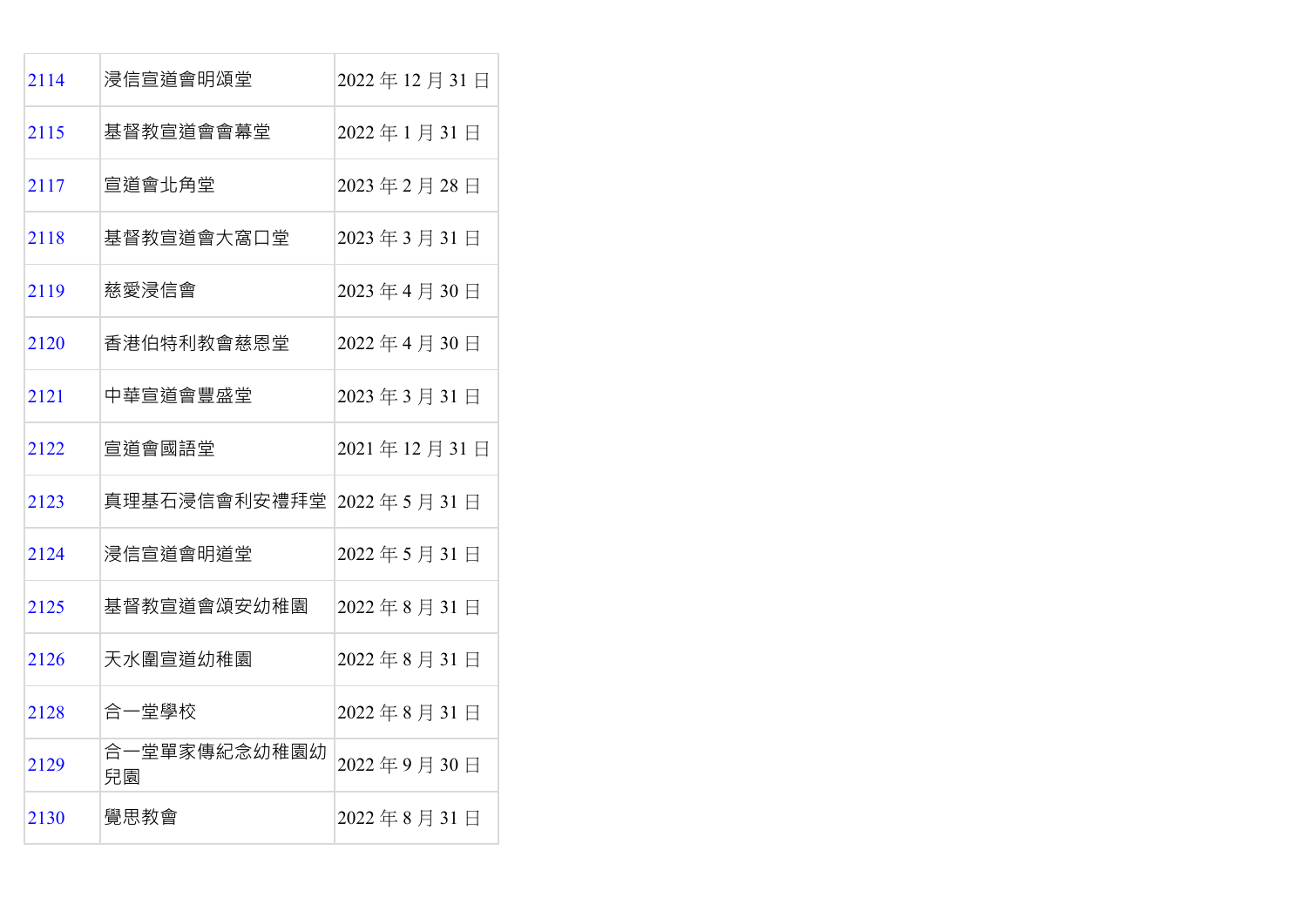| 2114 | 浸信宣道會明頌堂 | 2022 年 12 月 31 日 |
|---|---|---|
| 2115 | 基督教宣道會會幕堂 | 2022 年 1 月 31 日 |
| 2117 | 宣道會北角堂 | 2023 年 2 月 28 日 |
| 2118 | 基督教宣道會大窩口堂 | 2023 年 3 月 31 日 |
| 2119 | 慈愛浸信會 | 2023 年 4 月 30 日 |
| 2120 | 香港伯特利教會慈恩堂 | 2022 年 4 月 30 日 |
| 2121 | 中華宣道會豐盛堂 | 2023 年 3 月 31 日 |
| 2122 | 宣道會國語堂 | 2021 年 12 月 31 日 |
| 2123 | 真理基石浸信會利安禮拜堂 | 2022 年 5 月 31 日 |
| 2124 | 浸信宣道會明道堂 | 2022 年 5 月 31 日 |
| 2125 | 基督教宣道會頌安幼稚園 | 2022 年 8 月 31 日 |
| 2126 | 天水圍宣道幼稚園 | 2022 年 8 月 31 日 |
| 2128 | 合一堂學校 | 2022 年 8 月 31 日 |
| 2129 | 合一堂單家傳紀念幼稚園幼兒園 | 2022 年 9 月 30 日 |
| 2130 | 覺思教會 | 2022 年 8 月 31 日 |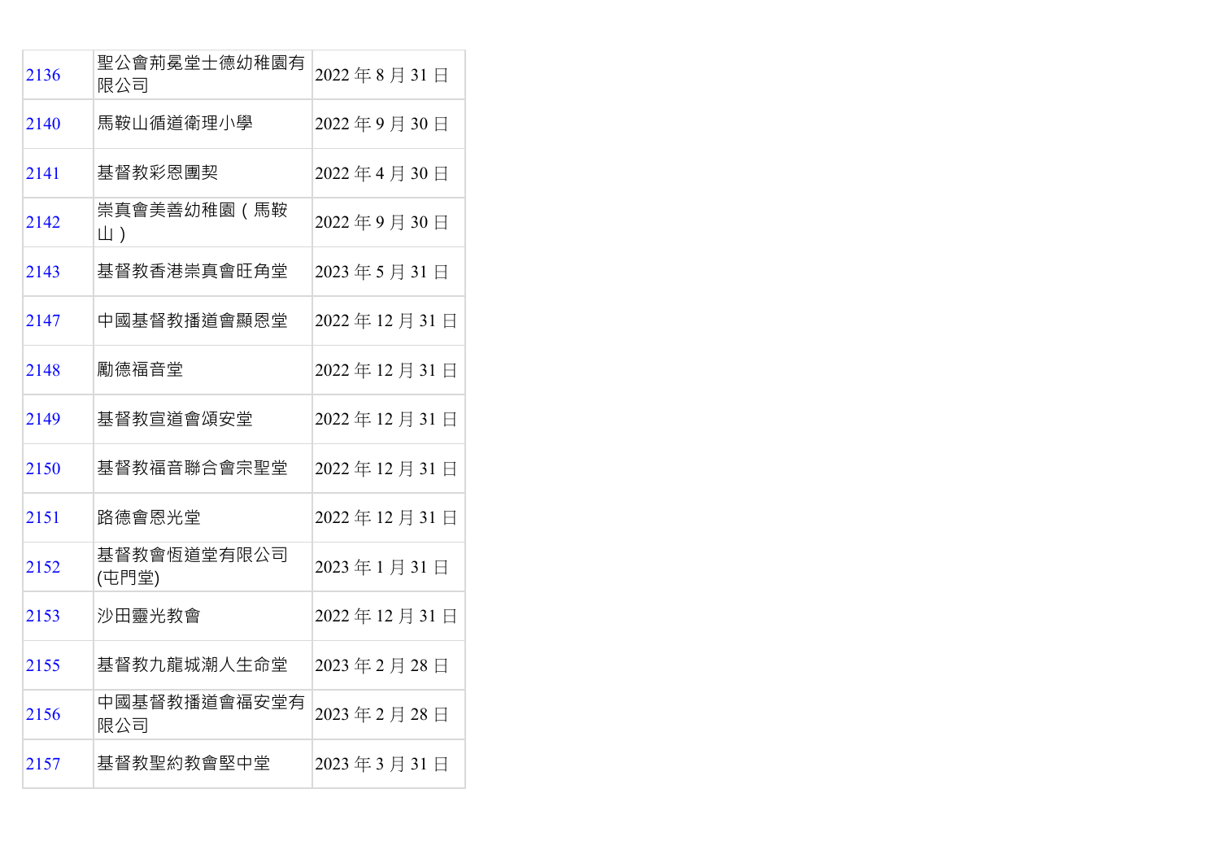| | | |
|---|---|---|
| 2136 | 聖公會荊冕堂士德幼稚園有限公司 | 2022 年 8 月 31 日 |
| 2140 | 馬鞍山循道衛理小學 | 2022 年 9 月 30 日 |
| 2141 | 基督教彩恩團契 | 2022 年 4 月 30 日 |
| 2142 | 崇真會美善幼稚園（馬鞍山） | 2022 年 9 月 30 日 |
| 2143 | 基督教香港崇真會旺角堂 | 2023 年 5 月 31 日 |
| 2147 | 中國基督教播道會顯恩堂 | 2022 年 12 月 31 日 |
| 2148 | 勵德福音堂 | 2022 年 12 月 31 日 |
| 2149 | 基督教宣道會頌安堂 | 2022 年 12 月 31 日 |
| 2150 | 基督教福音聯合會宗聖堂 | 2022 年 12 月 31 日 |
| 2151 | 路德會恩光堂 | 2022 年 12 月 31 日 |
| 2152 | 基督教會恆道堂有限公司(屯門堂) | 2023 年 1 月 31 日 |
| 2153 | 沙田靈光教會 | 2022 年 12 月 31 日 |
| 2155 | 基督教九龍城潮人生命堂 | 2023 年 2 月 28 日 |
| 2156 | 中國基督教播道會福安堂有限公司 | 2023 年 2 月 28 日 |
| 2157 | 基督教聖約教會堅中堂 | 2023 年 3 月 31 日 |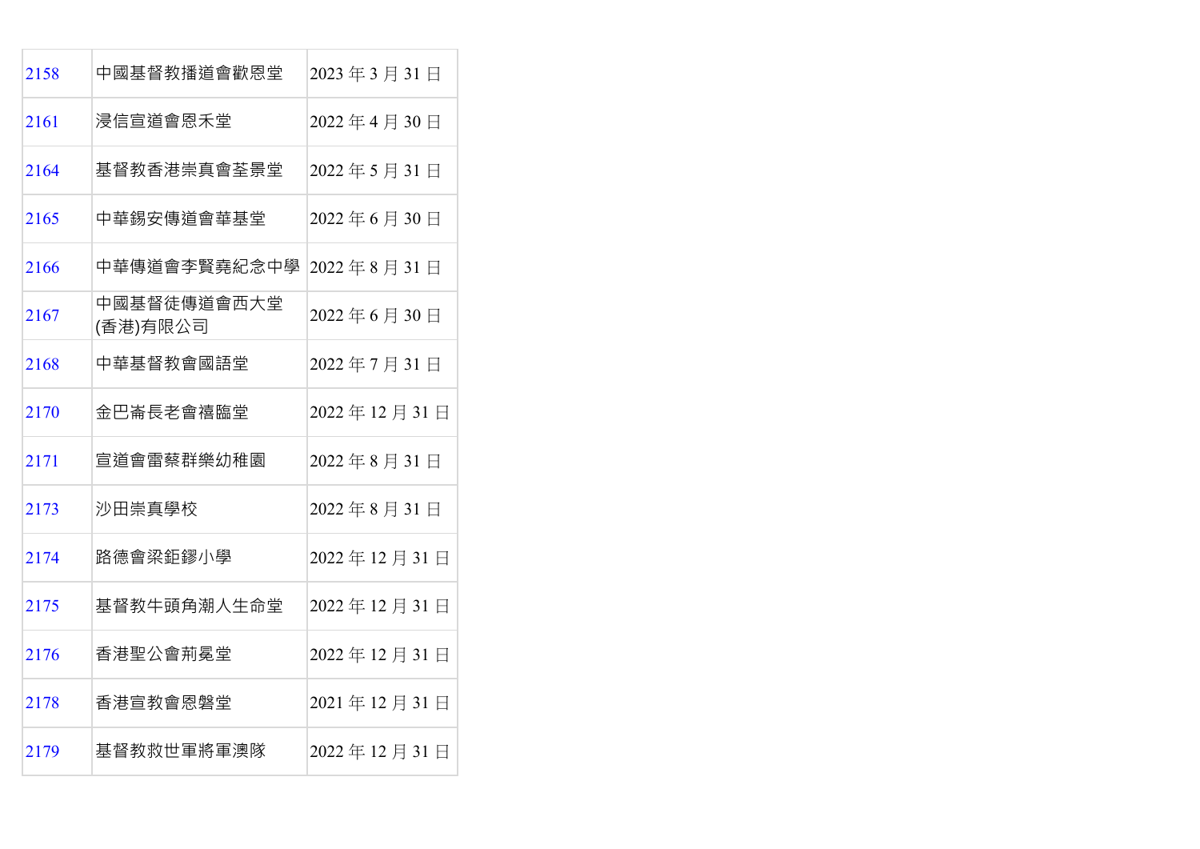| | | |
|---|---|---|
| 2158 | 中國基督教播道會歡恩堂 | 2023 年 3 月 31 日 |
| 2161 | 浸信宣道會恩禾堂 | 2022 年 4 月 30 日 |
| 2164 | 基督教香港崇真會荃景堂 | 2022 年 5 月 31 日 |
| 2165 | 中華錫安傳道會華基堂 | 2022 年 6 月 30 日 |
| 2166 | 中華傳道會李賢堯紀念中學 | 2022 年 8 月 31 日 |
| 2167 | 中國基督徒傳道會西大堂(香港)有限公司 | 2022 年 6 月 30 日 |
| 2168 | 中華基督教會國語堂 | 2022 年 7 月 31 日 |
| 2170 | 金巴崙長老會禧臨堂 | 2022 年 12 月 31 日 |
| 2171 | 宣道會雷蔡群樂幼稚園 | 2022 年 8 月 31 日 |
| 2173 | 沙田崇真學校 | 2022 年 8 月 31 日 |
| 2174 | 路德會梁鉅鏐小學 | 2022 年 12 月 31 日 |
| 2175 | 基督教牛頭角潮人生命堂 | 2022 年 12 月 31 日 |
| 2176 | 香港聖公會荊冕堂 | 2022 年 12 月 31 日 |
| 2178 | 香港宣教會恩磐堂 | 2021 年 12 月 31 日 |
| 2179 | 基督教救世軍將軍澳隊 | 2022 年 12 月 31 日 |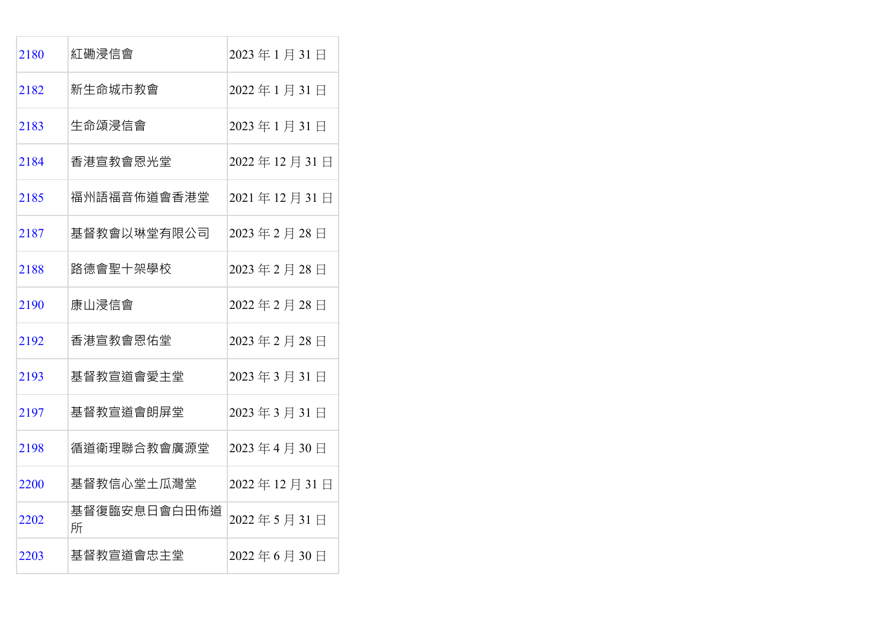| | | |
|---|---|---|
| 2180 | 紅磡浸信會 | 2023 年 1 月 31 日 |
| 2182 | 新生命城市教會 | 2022 年 1 月 31 日 |
| 2183 | 生命頌浸信會 | 2023 年 1 月 31 日 |
| 2184 | 香港宣教會恩光堂 | 2022 年 12 月 31 日 |
| 2185 | 福州語福音佈道會香港堂 | 2021 年 12 月 31 日 |
| 2187 | 基督教會以琳堂有限公司 | 2023 年 2 月 28 日 |
| 2188 | 路德會聖十架學校 | 2023 年 2 月 28 日 |
| 2190 | 康山浸信會 | 2022 年 2 月 28 日 |
| 2192 | 香港宣教會恩佑堂 | 2023 年 2 月 28 日 |
| 2193 | 基督教宣道會愛主堂 | 2023 年 3 月 31 日 |
| 2197 | 基督教宣道會朗屏堂 | 2023 年 3 月 31 日 |
| 2198 | 循道衛理聯合教會廣源堂 | 2023 年 4 月 30 日 |
| 2200 | 基督教信心堂土瓜灣堂 | 2022 年 12 月 31 日 |
| 2202 | 基督復臨安息日會白田佈道所 | 2022 年 5 月 31 日 |
| 2203 | 基督教宣道會忠主堂 | 2022 年 6 月 30 日 |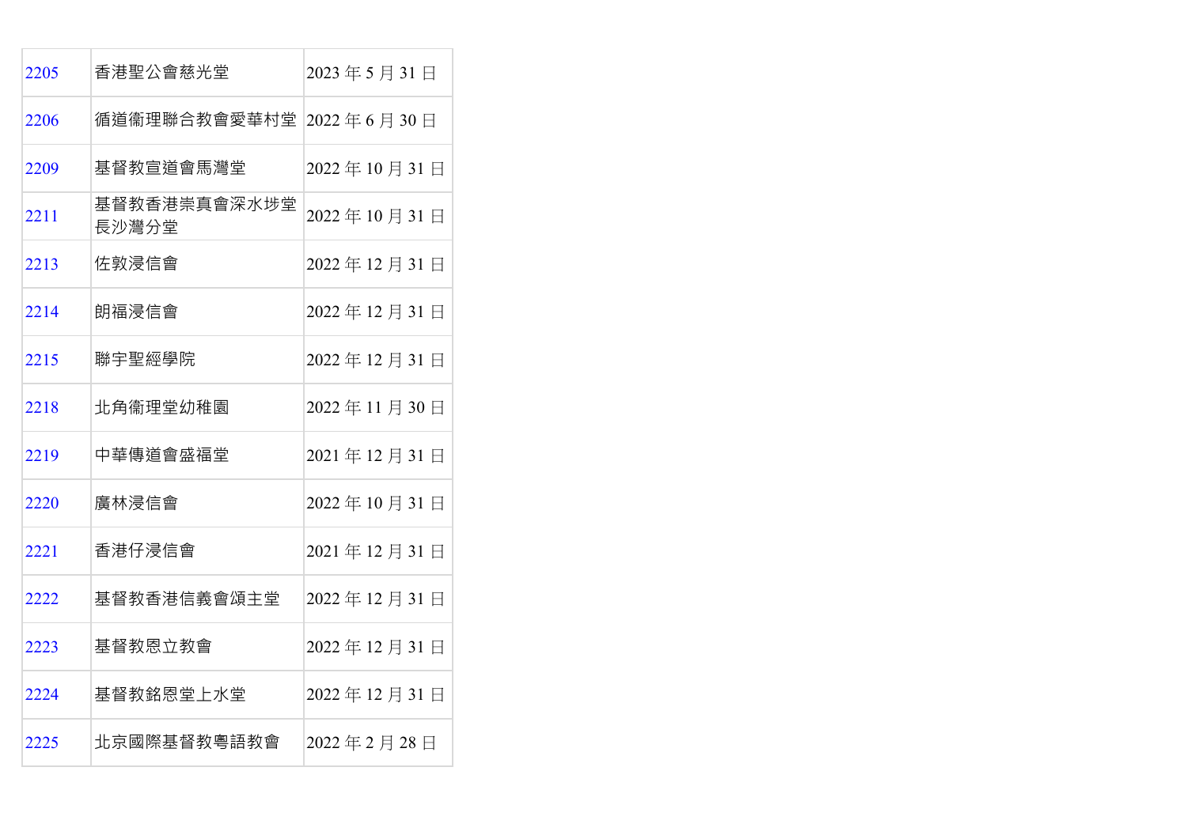| | | |
|---|---|---|
| 2205 | 香港聖公會慈光堂 | 2023 年 5 月 31 日 |
| 2206 | 循道衞理聯合教會愛華村堂 | 2022 年 6 月 30 日 |
| 2209 | 基督教宣道會馬灣堂 | 2022 年 10 月 31 日 |
| 2211 | 基督教香港崇真會深水埗堂長沙灣分堂 | 2022 年 10 月 31 日 |
| 2213 | 佐敦浸信會 | 2022 年 12 月 31 日 |
| 2214 | 朗福浸信會 | 2022 年 12 月 31 日 |
| 2215 | 聯宇聖經學院 | 2022 年 12 月 31 日 |
| 2218 | 北角衞理堂幼稚園 | 2022 年 11 月 30 日 |
| 2219 | 中華傳道會盛福堂 | 2021 年 12 月 31 日 |
| 2220 | 廣林浸信會 | 2022 年 10 月 31 日 |
| 2221 | 香港仔浸信會 | 2021 年 12 月 31 日 |
| 2222 | 基督教香港信義會頌主堂 | 2022 年 12 月 31 日 |
| 2223 | 基督教恩立教會 | 2022 年 12 月 31 日 |
| 2224 | 基督教銘恩堂上水堂 | 2022 年 12 月 31 日 |
| 2225 | 北京國際基督教粵語教會 | 2022 年 2 月 28 日 |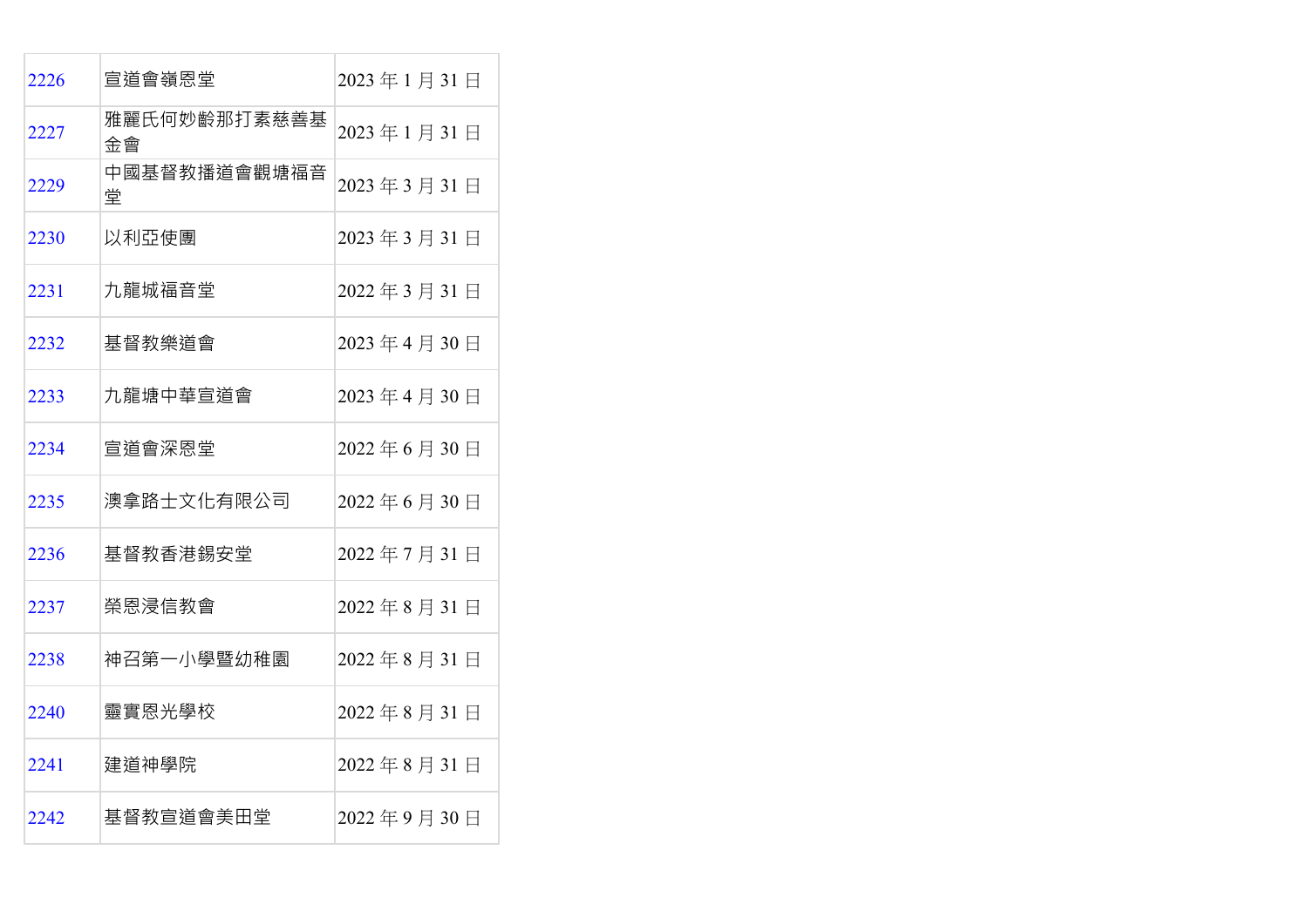| | | |
|---|---|---|
| 2226 | 宣道會嶺恩堂 | 2023 年 1 月 31 日 |
| 2227 | 雅麗氏何妙齡那打素慈善基金會 | 2023 年 1 月 31 日 |
| 2229 | 中國基督教播道會觀塘福音堂 | 2023 年 3 月 31 日 |
| 2230 | 以利亞使團 | 2023 年 3 月 31 日 |
| 2231 | 九龍城福音堂 | 2022 年 3 月 31 日 |
| 2232 | 基督教樂道會 | 2023 年 4 月 30 日 |
| 2233 | 九龍塘中華宣道會 | 2023 年 4 月 30 日 |
| 2234 | 宣道會深恩堂 | 2022 年 6 月 30 日 |
| 2235 | 澳拿路士文化有限公司 | 2022 年 6 月 30 日 |
| 2236 | 基督教香港錫安堂 | 2022 年 7 月 31 日 |
| 2237 | 榮恩浸信教會 | 2022 年 8 月 31 日 |
| 2238 | 神召第一小學暨幼稚園 | 2022 年 8 月 31 日 |
| 2240 | 靈實恩光學校 | 2022 年 8 月 31 日 |
| 2241 | 建道神學院 | 2022 年 8 月 31 日 |
| 2242 | 基督教宣道會美田堂 | 2022 年 9 月 30 日 |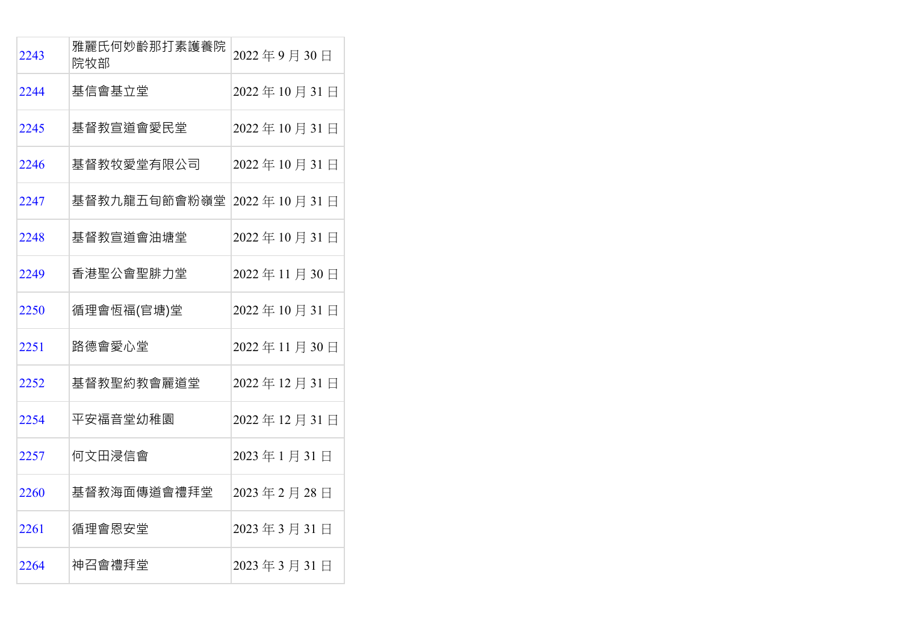| 2243 | 雅麗氏何妙齡那打素護養院院牧部 | 2022 年 9 月 30 日 |
|---|---|---|
| 2244 | 基信會基立堂 | 2022 年 10 月 31 日 |
| 2245 | 基督教宣道會愛民堂 | 2022 年 10 月 31 日 |
| 2246 | 基督教牧愛堂有限公司 | 2022 年 10 月 31 日 |
| 2247 | 基督教九龍五旬節會粉嶺堂 | 2022 年 10 月 31 日 |
| 2248 | 基督教宣道會油塘堂 | 2022 年 10 月 31 日 |
| 2249 | 香港聖公會聖腓力堂 | 2022 年 11 月 30 日 |
| 2250 | 循理會恆福(官塘)堂 | 2022 年 10 月 31 日 |
| 2251 | 路德會愛心堂 | 2022 年 11 月 30 日 |
| 2252 | 基督教聖約教會麗道堂 | 2022 年 12 月 31 日 |
| 2254 | 平安福音堂幼稚園 | 2022 年 12 月 31 日 |
| 2257 | 何文田浸信會 | 2023 年 1 月 31 日 |
| 2260 | 基督教海面傳道會禮拜堂 | 2023 年 2 月 28 日 |
| 2261 | 循理會恩安堂 | 2023 年 3 月 31 日 |
| 2264 | 神召會禮拜堂 | 2023 年 3 月 31 日 |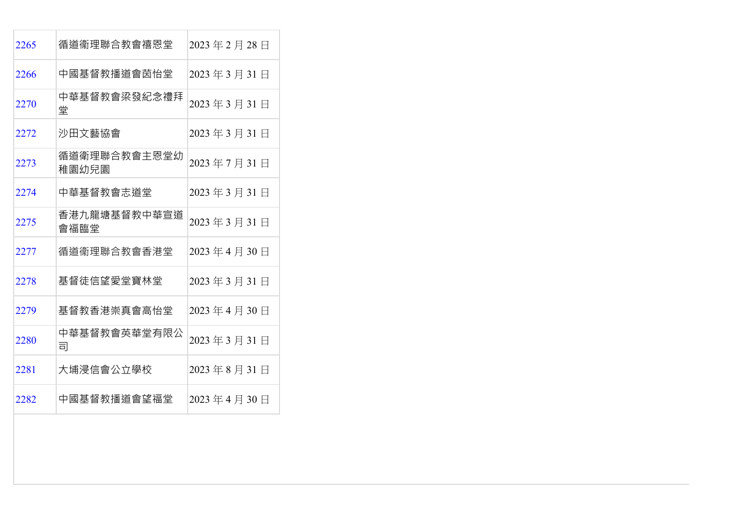| | | |
|---|---|---|
| 2265 | 循道衛理聯合教會禧恩堂 | 2023 年 2 月 28 日 |
| 2266 | 中國基督教播道會茵怡堂 | 2023 年 3 月 31 日 |
| 2270 | 中華基督教會梁發紀念禮拜堂 | 2023 年 3 月 31 日 |
| 2272 | 沙田文藝協會 | 2023 年 3 月 31 日 |
| 2273 | 循道衛理聯合教會主恩堂幼稚園幼兒園 | 2023 年 7 月 31 日 |
| 2274 | 中華基督教會志道堂 | 2023 年 3 月 31 日 |
| 2275 | 香港九龍塘基督教中華宣道會福臨堂 | 2023 年 3 月 31 日 |
| 2277 | 循道衛理聯合教會香港堂 | 2023 年 4 月 30 日 |
| 2278 | 基督徒信望愛堂寶林堂 | 2023 年 3 月 31 日 |
| 2279 | 基督教香港崇真會高怡堂 | 2023 年 4 月 30 日 |
| 2280 | 中華基督教會英華堂有限公司 | 2023 年 3 月 31 日 |
| 2281 | 大埔浸信會公立學校 | 2023 年 8 月 31 日 |
| 2282 | 中國基督教播道會望福堂 | 2023 年 4 月 30 日 |